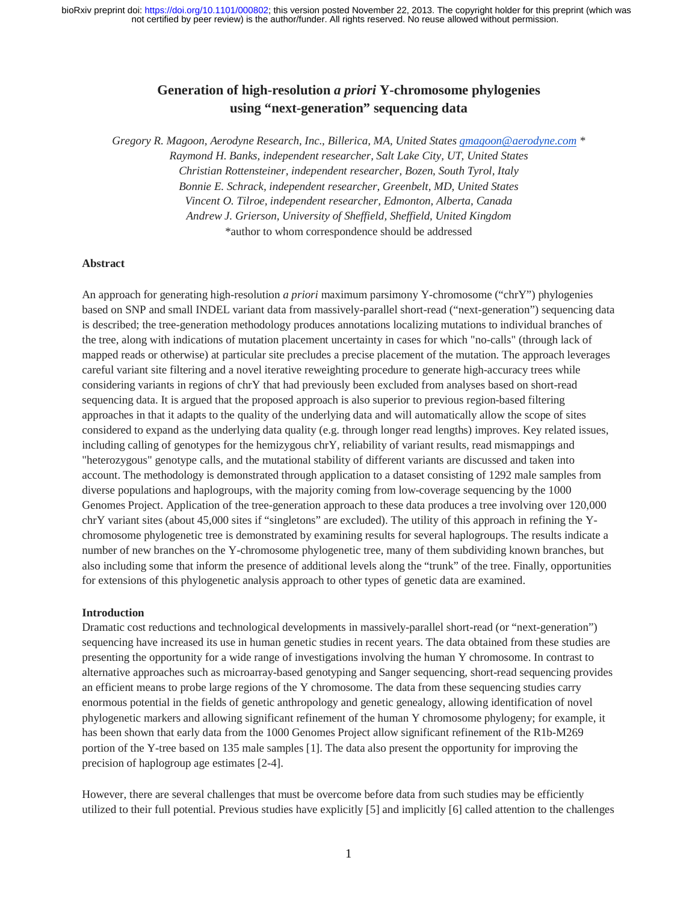# Generation of high-resolution *a priori* Y-chromosome phylogenies using "next-generation" sequencing data

*Gregory R. Magoon, Aerodyne Research, Inc., Billerica, MA, United States gmagoon@aerodyne.com* *
*Raymond H. Banks, independent researcher, Salt Lake City, UT, United States*
*Christian Rottensteiner, independent researcher, Bozen, South Tyrol, Italy*
*Bonnie E. Schrack, independent researcher, Greenbelt, MD, United States*
*Vincent O. Tilroe, independent researcher, Edmonton, Alberta, Canada*
*Andrew J. Grierson, University of Sheffield, Sheffield, United Kingdom*
*author to whom correspondence should be addressed

## Abstract

An approach for generating high-resolution *a priori* maximum parsimony Y-chromosome ("chrY") phylogenies based on SNP and small INDEL variant data from massively-parallel short-read ("next-generation") sequencing data is described; the tree-generation methodology produces annotations localizing mutations to individual branches of the tree, along with indications of mutation placement uncertainty in cases for which "no-calls" (through lack of mapped reads or otherwise) at particular site precludes a precise placement of the mutation. The approach leverages careful variant site filtering and a novel iterative reweighting procedure to generate high-accuracy trees while considering variants in regions of chrY that had previously been excluded from analyses based on short-read sequencing data. It is argued that the proposed approach is also superior to previous region-based filtering approaches in that it adapts to the quality of the underlying data and will automatically allow the scope of sites considered to expand as the underlying data quality (e.g. through longer read lengths) improves. Key related issues, including calling of genotypes for the hemizygous chrY, reliability of variant results, read mismappings and "heterozygous" genotype calls, and the mutational stability of different variants are discussed and taken into account. The methodology is demonstrated through application to a dataset consisting of 1292 male samples from diverse populations and haplogroups, with the majority coming from low-coverage sequencing by the 1000 Genomes Project. Application of the tree-generation approach to these data produces a tree involving over 120,000 chrY variant sites (about 45,000 sites if "singletons" are excluded). The utility of this approach in refining the Y-chromosome phylogenetic tree is demonstrated by examining results for several haplogroups. The results indicate a number of new branches on the Y-chromosome phylogenetic tree, many of them subdividing known branches, but also including some that inform the presence of additional levels along the "trunk" of the tree. Finally, opportunities for extensions of this phylogenetic analysis approach to other types of genetic data are examined.

## Introduction

Dramatic cost reductions and technological developments in massively-parallel short-read (or "next-generation") sequencing have increased its use in human genetic studies in recent years. The data obtained from these studies are presenting the opportunity for a wide range of investigations involving the human Y chromosome. In contrast to alternative approaches such as microarray-based genotyping and Sanger sequencing, short-read sequencing provides an efficient means to probe large regions of the Y chromosome. The data from these sequencing studies carry enormous potential in the fields of genetic anthropology and genetic genealogy, allowing identification of novel phylogenetic markers and allowing significant refinement of the human Y chromosome phylogeny; for example, it has been shown that early data from the 1000 Genomes Project allow significant refinement of the R1b-M269 portion of the Y-tree based on 135 male samples [1]. The data also present the opportunity for improving the precision of haplogroup age estimates [2-4].

However, there are several challenges that must be overcome before data from such studies may be efficiently utilized to their full potential. Previous studies have explicitly [5] and implicitly [6] called attention to the challenges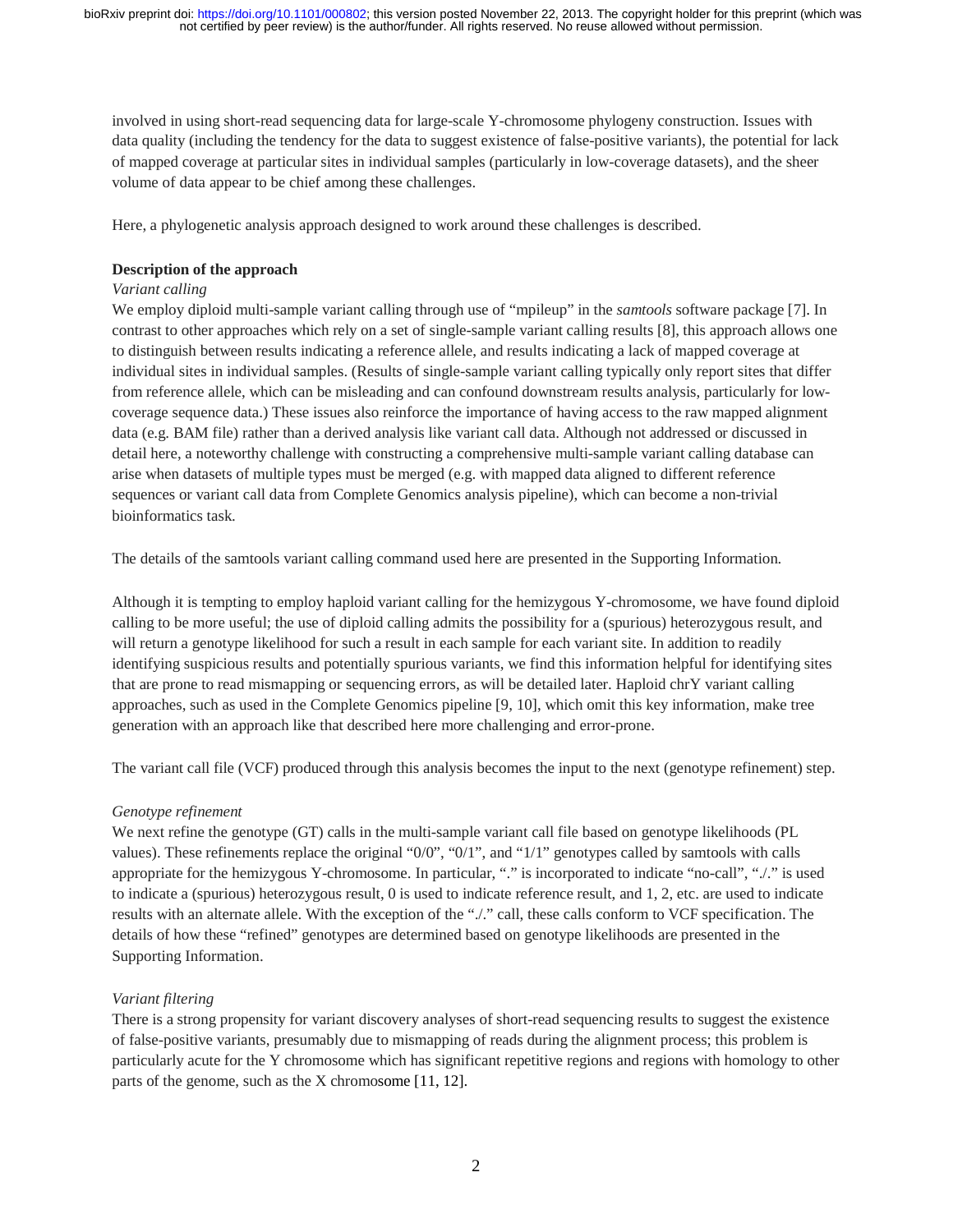involved in using short-read sequencing data for large-scale Y-chromosome phylogeny construction. Issues with data quality (including the tendency for the data to suggest existence of false-positive variants), the potential for lack of mapped coverage at particular sites in individual samples (particularly in low-coverage datasets), and the sheer volume of data appear to be chief among these challenges.

Here, a phylogenetic analysis approach designed to work around these challenges is described.

**Description of the approach**

*Variant calling*

We employ diploid multi-sample variant calling through use of "mpileup" in the *samtools* software package [7]. In contrast to other approaches which rely on a set of single-sample variant calling results [8], this approach allows one to distinguish between results indicating a reference allele, and results indicating a lack of mapped coverage at individual sites in individual samples. (Results of single-sample variant calling typically only report sites that differ from reference allele, which can be misleading and can confound downstream results analysis, particularly for low-coverage sequence data.) These issues also reinforce the importance of having access to the raw mapped alignment data (e.g. BAM file) rather than a derived analysis like variant call data. Although not addressed or discussed in detail here, a noteworthy challenge with constructing a comprehensive multi-sample variant calling database can arise when datasets of multiple types must be merged (e.g. with mapped data aligned to different reference sequences or variant call data from Complete Genomics analysis pipeline), which can become a non-trivial bioinformatics task.

The details of the samtools variant calling command used here are presented in the Supporting Information.

Although it is tempting to employ haploid variant calling for the hemizygous Y-chromosome, we have found diploid calling to be more useful; the use of diploid calling admits the possibility for a (spurious) heterozygous result, and will return a genotype likelihood for such a result in each sample for each variant site. In addition to readily identifying suspicious results and potentially spurious variants, we find this information helpful for identifying sites that are prone to read mismapping or sequencing errors, as will be detailed later. Haploid chrY variant calling approaches, such as used in the Complete Genomics pipeline [9, 10], which omit this key information, make tree generation with an approach like that described here more challenging and error-prone.

The variant call file (VCF) produced through this analysis becomes the input to the next (genotype refinement) step.

*Genotype refinement*

We next refine the genotype (GT) calls in the multi-sample variant call file based on genotype likelihoods (PL values). These refinements replace the original "0/0", "0/1", and "1/1" genotypes called by samtools with calls appropriate for the hemizygous Y-chromosome. In particular, "." is incorporated to indicate "no-call", "./." is used to indicate a (spurious) heterozygous result, 0 is used to indicate reference result, and 1, 2, etc. are used to indicate results with an alternate allele. With the exception of the "./." call, these calls conform to VCF specification. The details of how these "refined" genotypes are determined based on genotype likelihoods are presented in the Supporting Information.

*Variant filtering*

There is a strong propensity for variant discovery analyses of short-read sequencing results to suggest the existence of false-positive variants, presumably due to mismapping of reads during the alignment process; this problem is particularly acute for the Y chromosome which has significant repetitive regions and regions with homology to other parts of the genome, such as the X chromosome [11, 12].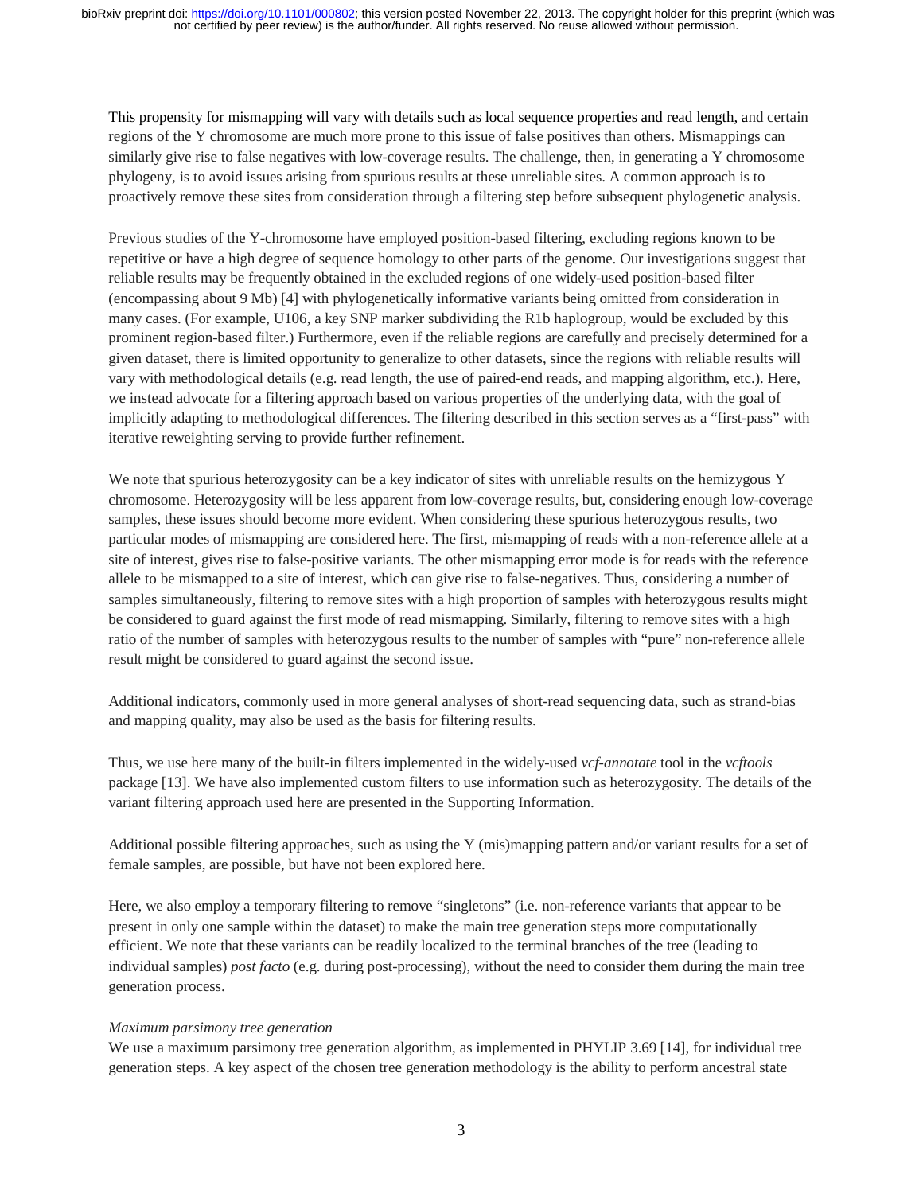This propensity for mismapping will vary with details such as local sequence properties and read length, and certain regions of the Y chromosome are much more prone to this issue of false positives than others. Mismappings can similarly give rise to false negatives with low-coverage results. The challenge, then, in generating a Y chromosome phylogeny, is to avoid issues arising from spurious results at these unreliable sites. A common approach is to proactively remove these sites from consideration through a filtering step before subsequent phylogenetic analysis.

Previous studies of the Y-chromosome have employed position-based filtering, excluding regions known to be repetitive or have a high degree of sequence homology to other parts of the genome. Our investigations suggest that reliable results may be frequently obtained in the excluded regions of one widely-used position-based filter (encompassing about 9 Mb) [4] with phylogenetically informative variants being omitted from consideration in many cases. (For example, U106, a key SNP marker subdividing the R1b haplogroup, would be excluded by this prominent region-based filter.) Furthermore, even if the reliable regions are carefully and precisely determined for a given dataset, there is limited opportunity to generalize to other datasets, since the regions with reliable results will vary with methodological details (e.g. read length, the use of paired-end reads, and mapping algorithm, etc.). Here, we instead advocate for a filtering approach based on various properties of the underlying data, with the goal of implicitly adapting to methodological differences. The filtering described in this section serves as a "first-pass" with iterative reweighting serving to provide further refinement.

We note that spurious heterozygosity can be a key indicator of sites with unreliable results on the hemizygous Y chromosome. Heterozygosity will be less apparent from low-coverage results, but, considering enough low-coverage samples, these issues should become more evident. When considering these spurious heterozygous results, two particular modes of mismapping are considered here. The first, mismapping of reads with a non-reference allele at a site of interest, gives rise to false-positive variants. The other mismapping error mode is for reads with the reference allele to be mismapped to a site of interest, which can give rise to false-negatives. Thus, considering a number of samples simultaneously, filtering to remove sites with a high proportion of samples with heterozygous results might be considered to guard against the first mode of read mismapping. Similarly, filtering to remove sites with a high ratio of the number of samples with heterozygous results to the number of samples with "pure" non-reference allele result might be considered to guard against the second issue.

Additional indicators, commonly used in more general analyses of short-read sequencing data, such as strand-bias and mapping quality, may also be used as the basis for filtering results.

Thus, we use here many of the built-in filters implemented in the widely-used *vcf-annotate* tool in the *vcftools* package [13]. We have also implemented custom filters to use information such as heterozygosity. The details of the variant filtering approach used here are presented in the Supporting Information.

Additional possible filtering approaches, such as using the Y (mis)mapping pattern and/or variant results for a set of female samples, are possible, but have not been explored here.

Here, we also employ a temporary filtering to remove "singletons" (i.e. non-reference variants that appear to be present in only one sample within the dataset) to make the main tree generation steps more computationally efficient. We note that these variants can be readily localized to the terminal branches of the tree (leading to individual samples) *post facto* (e.g. during post-processing), without the need to consider them during the main tree generation process.

*Maximum parsimony tree generation*

We use a maximum parsimony tree generation algorithm, as implemented in PHYLIP 3.69 [14], for individual tree generation steps. A key aspect of the chosen tree generation methodology is the ability to perform ancestral state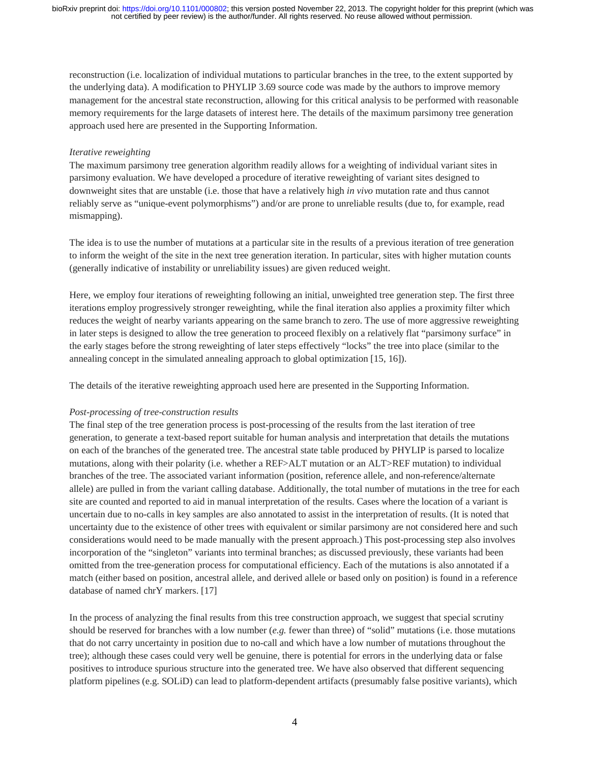reconstruction (i.e. localization of individual mutations to particular branches in the tree, to the extent supported by the underlying data). A modification to PHYLIP 3.69 source code was made by the authors to improve memory management for the ancestral state reconstruction, allowing for this critical analysis to be performed with reasonable memory requirements for the large datasets of interest here. The details of the maximum parsimony tree generation approach used here are presented in the Supporting Information.

*Iterative reweighting*

The maximum parsimony tree generation algorithm readily allows for a weighting of individual variant sites in parsimony evaluation. We have developed a procedure of iterative reweighting of variant sites designed to downweight sites that are unstable (i.e. those that have a relatively high *in vivo* mutation rate and thus cannot reliably serve as "unique-event polymorphisms") and/or are prone to unreliable results (due to, for example, read mismapping).

The idea is to use the number of mutations at a particular site in the results of a previous iteration of tree generation to inform the weight of the site in the next tree generation iteration. In particular, sites with higher mutation counts (generally indicative of instability or unreliability issues) are given reduced weight.

Here, we employ four iterations of reweighting following an initial, unweighted tree generation step. The first three iterations employ progressively stronger reweighting, while the final iteration also applies a proximity filter which reduces the weight of nearby variants appearing on the same branch to zero. The use of more aggressive reweighting in later steps is designed to allow the tree generation to proceed flexibly on a relatively flat "parsimony surface" in the early stages before the strong reweighting of later steps effectively "locks" the tree into place (similar to the annealing concept in the simulated annealing approach to global optimization [15, 16]).

The details of the iterative reweighting approach used here are presented in the Supporting Information.

*Post-processing of tree-construction results*

The final step of the tree generation process is post-processing of the results from the last iteration of tree generation, to generate a text-based report suitable for human analysis and interpretation that details the mutations on each of the branches of the generated tree. The ancestral state table produced by PHYLIP is parsed to localize mutations, along with their polarity (i.e. whether a REF>ALT mutation or an ALT>REF mutation) to individual branches of the tree. The associated variant information (position, reference allele, and non-reference/alternate allele) are pulled in from the variant calling database. Additionally, the total number of mutations in the tree for each site are counted and reported to aid in manual interpretation of the results. Cases where the location of a variant is uncertain due to no-calls in key samples are also annotated to assist in the interpretation of results. (It is noted that uncertainty due to the existence of other trees with equivalent or similar parsimony are not considered here and such considerations would need to be made manually with the present approach.) This post-processing step also involves incorporation of the "singleton" variants into terminal branches; as discussed previously, these variants had been omitted from the tree-generation process for computational efficiency. Each of the mutations is also annotated if a match (either based on position, ancestral allele, and derived allele or based only on position) is found in a reference database of named chrY markers. [17]

In the process of analyzing the final results from this tree construction approach, we suggest that special scrutiny should be reserved for branches with a low number (*e.g.* fewer than three) of "solid" mutations (i.e. those mutations that do not carry uncertainty in position due to no-call and which have a low number of mutations throughout the tree); although these cases could very well be genuine, there is potential for errors in the underlying data or false positives to introduce spurious structure into the generated tree. We have also observed that different sequencing platform pipelines (e.g. SOLiD) can lead to platform-dependent artifacts (presumably false positive variants), which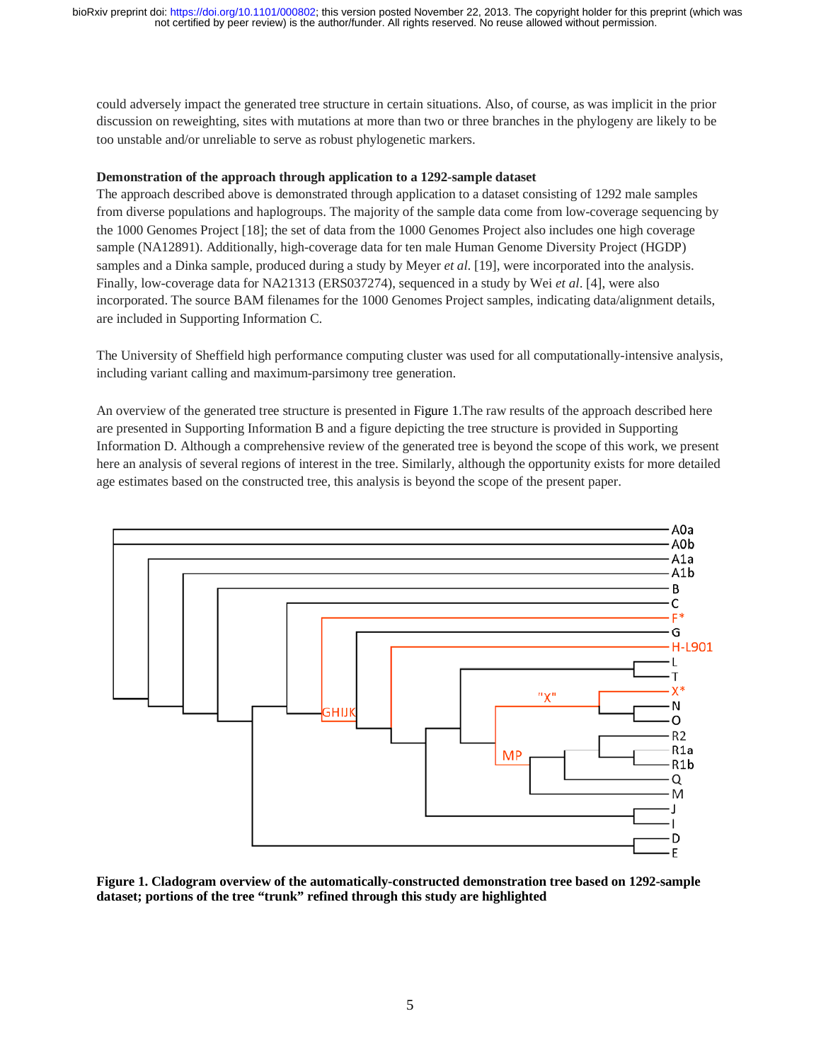could adversely impact the generated tree structure in certain situations. Also, of course, as was implicit in the prior discussion on reweighting, sites with mutations at more than two or three branches in the phylogeny are likely to be too unstable and/or unreliable to serve as robust phylogenetic markers.

**Demonstration of the approach through application to a 1292-sample dataset**

The approach described above is demonstrated through application to a dataset consisting of 1292 male samples from diverse populations and haplogroups. The majority of the sample data come from low-coverage sequencing by the 1000 Genomes Project [18]; the set of data from the 1000 Genomes Project also includes one high coverage sample (NA12891). Additionally, high-coverage data for ten male Human Genome Diversity Project (HGDP) samples and a Dinka sample, produced during a study by Meyer *et al.* [19], were incorporated into the analysis. Finally, low-coverage data for NA21313 (ERS037274), sequenced in a study by Wei *et al*. [4], were also incorporated. The source BAM filenames for the 1000 Genomes Project samples, indicating data/alignment details, are included in Supporting Information C.

The University of Sheffield high performance computing cluster was used for all computationally-intensive analysis, including variant calling and maximum-parsimony tree generation.

An overview of the generated tree structure is presented in Figure 1.The raw results of the approach described here are presented in Supporting Information B and a figure depicting the tree structure is provided in Supporting Information D. Although a comprehensive review of the generated tree is beyond the scope of this work, we present here an analysis of several regions of interest in the tree. Similarly, although the opportunity exists for more detailed age estimates based on the constructed tree, this analysis is beyond the scope of the present paper.

**Figure 1. Cladogram overview of the automatically-constructed demonstration tree based on 1292-sample dataset; portions of the tree "trunk" refined through this study are highlighted**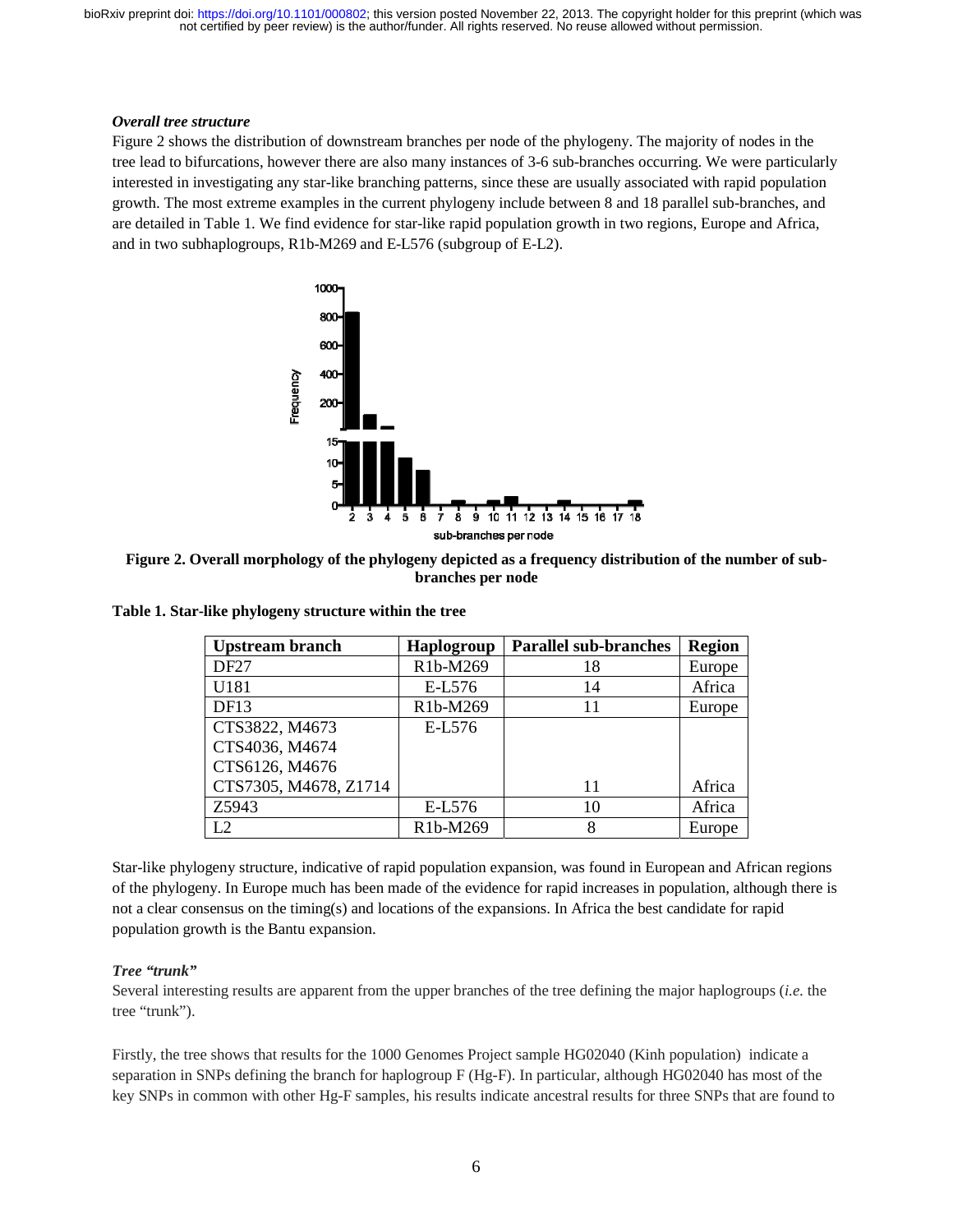### *Overall tree structure*

Figure 2 shows the distribution of downstream branches per node of the phylogeny. The majority of nodes in the tree lead to bifurcations, however there are also many instances of 3-6 sub-branches occurring. We were particularly interested in investigating any star-like branching patterns, since these are usually associated with rapid population growth. The most extreme examples in the current phylogeny include between 8 and 18 parallel sub-branches, and are detailed in Table 1. We find evidence for star-like rapid population growth in two regions, Europe and Africa, and in two subhaplogroups, R1b-M269 and E-L576 (subgroup of E-L2).

**Figure 2. Overall morphology of the phylogeny depicted as a frequency distribution of the number of sub-branches per node**

**Table 1. Star-like phylogeny structure within the tree**

| Upstream branch | Haplogroup | Parallel sub-branches | Region |
|---|---|---|---|
| DF27 | R1b-M269 | 18 | Europe |
| U181 | E-L576 | 14 | Africa |
| DF13 | R1b-M269 | 11 | Europe |
| CTS3822, M4673<br>CTS4036, M4674<br>CTS6126, M4676<br>CTS7305, M4678, Z1714 | E-L576 | 11 | Africa |
| Z5943 | E-L576 | 10 | Africa |
| L2 | R1b-M269 | 8 | Europe |

Star-like phylogeny structure, indicative of rapid population expansion, was found in European and African regions of the phylogeny. In Europe much has been made of the evidence for rapid increases in population, although there is not a clear consensus on the timing(s) and locations of the expansions. In Africa the best candidate for rapid population growth is the Bantu expansion.

### *Tree "trunk"*

Several interesting results are apparent from the upper branches of the tree defining the major haplogroups (*i.e.* the tree "trunk").

Firstly, the tree shows that results for the 1000 Genomes Project sample HG02040 (Kinh population) indicate a separation in SNPs defining the branch for haplogroup F (Hg-F). In particular, although HG02040 has most of the key SNPs in common with other Hg-F samples, his results indicate ancestral results for three SNPs that are found to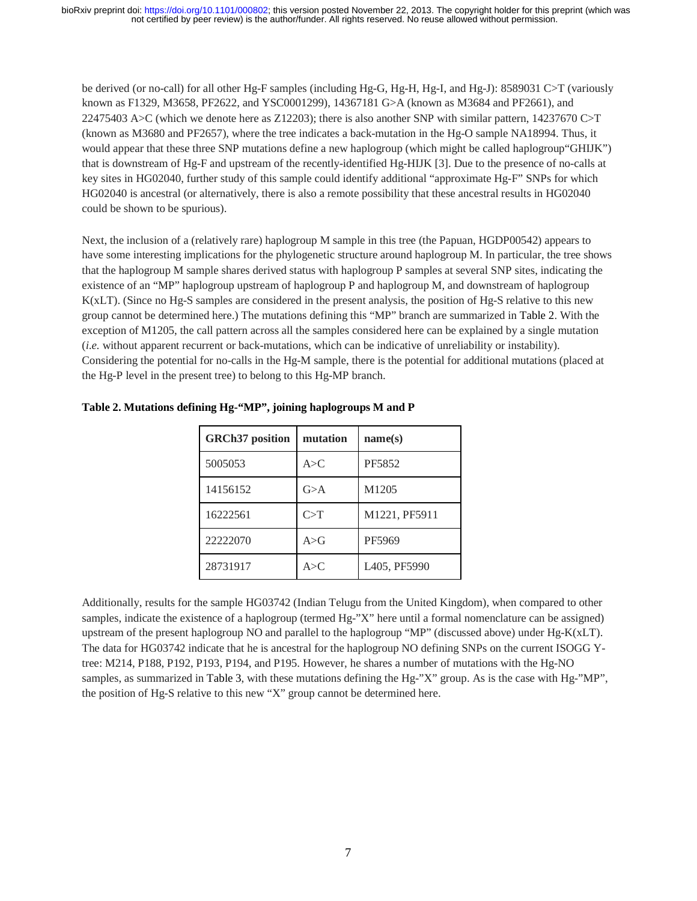be derived (or no-call) for all other Hg-F samples (including Hg-G, Hg-H, Hg-I, and Hg-J): 8589031 C>T (variously known as F1329, M3658, PF2622, and YSC0001299), 14367181 G>A (known as M3684 and PF2661), and 22475403 A>C (which we denote here as Z12203); there is also another SNP with similar pattern, 14237670 C>T (known as M3680 and PF2657), where the tree indicates a back-mutation in the Hg-O sample NA18994. Thus, it would appear that these three SNP mutations define a new haplogroup (which might be called haplogroup"GHIJK") that is downstream of Hg-F and upstream of the recently-identified Hg-HIJK [3]. Due to the presence of no-calls at key sites in HG02040, further study of this sample could identify additional "approximate Hg-F" SNPs for which HG02040 is ancestral (or alternatively, there is also a remote possibility that these ancestral results in HG02040 could be shown to be spurious).

Next, the inclusion of a (relatively rare) haplogroup M sample in this tree (the Papuan, HGDP00542) appears to have some interesting implications for the phylogenetic structure around haplogroup M. In particular, the tree shows that the haplogroup M sample shares derived status with haplogroup P samples at several SNP sites, indicating the existence of an "MP" haplogroup upstream of haplogroup P and haplogroup M, and downstream of haplogroup K(xLT). (Since no Hg-S samples are considered in the present analysis, the position of Hg-S relative to this new group cannot be determined here.) The mutations defining this "MP" branch are summarized in Table 2. With the exception of M1205, the call pattern across all the samples considered here can be explained by a single mutation (*i.e.* without apparent recurrent or back-mutations, which can be indicative of unreliability or instability). Considering the potential for no-calls in the Hg-M sample, there is the potential for additional mutations (placed at the Hg-P level in the present tree) to belong to this Hg-MP branch.

**Table 2. Mutations defining Hg-"MP", joining haplogroups M and P**

| GRCh37 position | mutation | name(s) |
|---|---|---|
| 5005053 | A>C | PF5852 |
| 14156152 | G>A | M1205 |
| 16222561 | C>T | M1221, PF5911 |
| 22222070 | A>G | PF5969 |
| 28731917 | A>C | L405, PF5990 |

Additionally, results for the sample HG03742 (Indian Telugu from the United Kingdom), when compared to other samples, indicate the existence of a haplogroup (termed Hg-"X" here until a formal nomenclature can be assigned) upstream of the present haplogroup NO and parallel to the haplogroup "MP" (discussed above) under Hg-K(xLT). The data for HG03742 indicate that he is ancestral for the haplogroup NO defining SNPs on the current ISOGG Y-tree: M214, P188, P192, P193, P194, and P195. However, he shares a number of mutations with the Hg-NO samples, as summarized in Table 3, with these mutations defining the Hg-"X" group. As is the case with Hg-"MP", the position of Hg-S relative to this new "X" group cannot be determined here.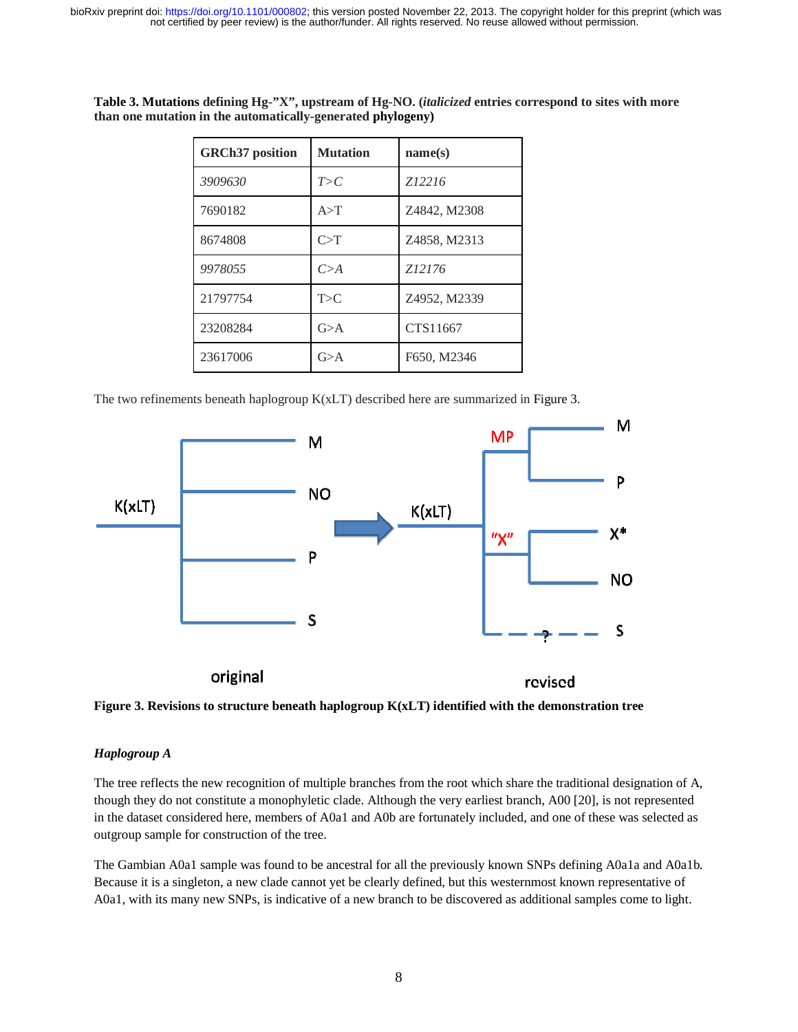**Table 3. Mutations defining Hg-"X", upstream of Hg-NO. (*italicized* entries correspond to sites with more than one mutation in the automatically-generated phylogeny)**

| GRCh37 position | Mutation | name(s) |
|---|---|---|
| *3909630* | *T>C* | *Z12216* |
| 7690182 | A>T | Z4842, M2308 |
| 8674808 | C>T | Z4858, M2313 |
| *9978055* | *C>A* | *Z12176* |
| 21797754 | T>C | Z4952, M2339 |
| 23208284 | G>A | CTS11667 |
| 23617006 | G>A | F650, M2346 |

The two refinements beneath haplogroup K(xLT) described here are summarized in Figure 3.

**Figure 3. Revisions to structure beneath haplogroup K(xLT) identified with the demonstration tree**

### *Haplogroup A*

The tree reflects the new recognition of multiple branches from the root which share the traditional designation of A, though they do not constitute a monophyletic clade. Although the very earliest branch, A00 [20], is not represented in the dataset considered here, members of A0a1 and A0b are fortunately included, and one of these was selected as outgroup sample for construction of the tree.

The Gambian A0a1 sample was found to be ancestral for all the previously known SNPs defining A0a1a and A0a1b. Because it is a singleton, a new clade cannot yet be clearly defined, but this westernmost known representative of A0a1, with its many new SNPs, is indicative of a new branch to be discovered as additional samples come to light.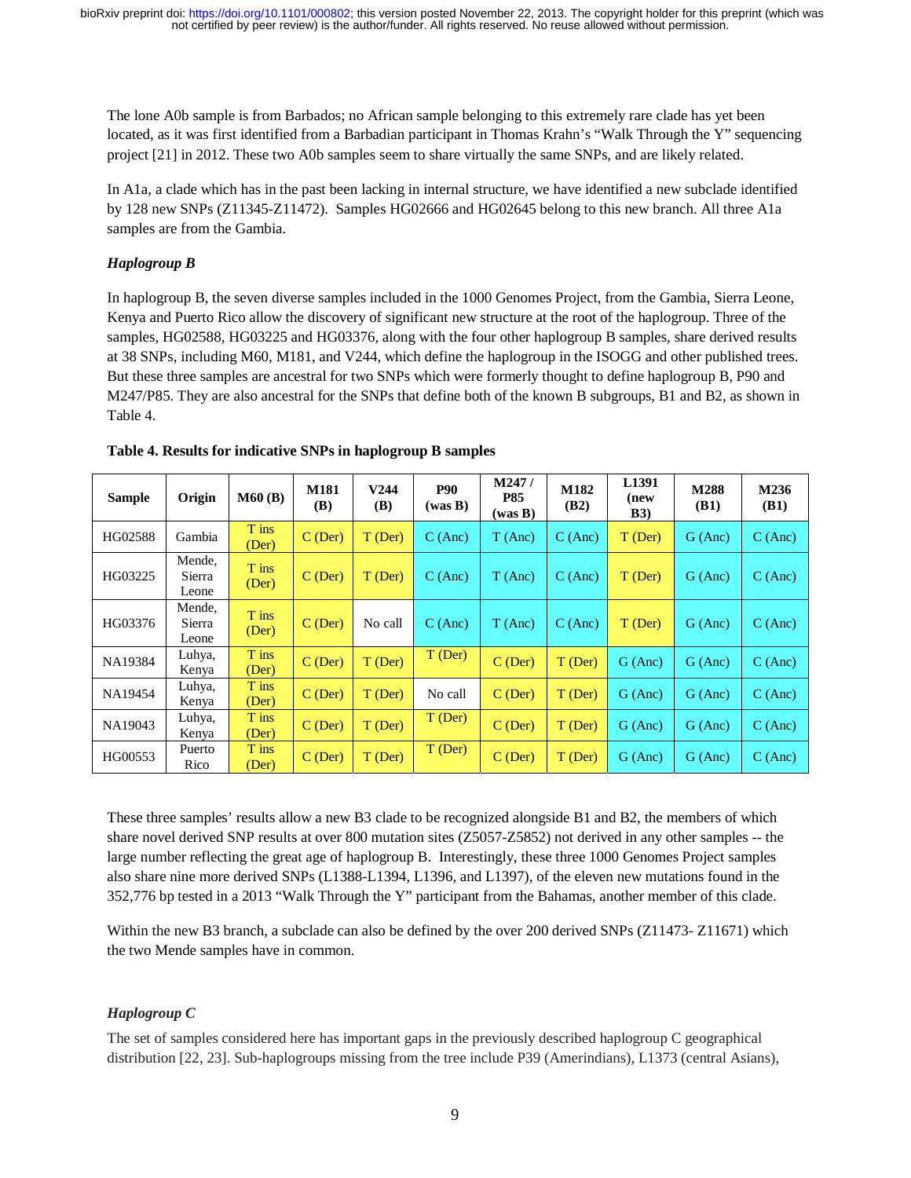The lone A0b sample is from Barbados; no African sample belonging to this extremely rare clade has yet been located, as it was first identified from a Barbadian participant in Thomas Krahn's "Walk Through the Y" sequencing project [21] in 2012. These two A0b samples seem to share virtually the same SNPs, and are likely related.

In A1a, a clade which has in the past been lacking in internal structure, we have identified a new subclade identified by 128 new SNPs (Z11345-Z11472). Samples HG02666 and HG02645 belong to this new branch. All three A1a samples are from the Gambia.

### *Haplogroup B*

In haplogroup B, the seven diverse samples included in the 1000 Genomes Project, from the Gambia, Sierra Leone, Kenya and Puerto Rico allow the discovery of significant new structure at the root of the haplogroup. Three of the samples, HG02588, HG03225 and HG03376, along with the four other haplogroup B samples, share derived results at 38 SNPs, including M60, M181, and V244, which define the haplogroup in the ISOGG and other published trees. But these three samples are ancestral for two SNPs which were formerly thought to define haplogroup B, P90 and M247/P85. They are also ancestral for the SNPs that define both of the known B subgroups, B1 and B2, as shown in Table 4.

**Table 4. Results for indicative SNPs in haplogroup B samples**

| Sample | Origin | M60 (B) | M181 (B) | V244 (B) | P90 (was B) | M247 / P85 (was B) | M182 (B2) | L1391 (new B3) | M288 (B1) | M236 (B1) |
|---|---|---|---|---|---|---|---|---|---|---|
| HG02588 | Gambia | T ins (Der) | C (Der) | T (Der) | C (Anc) | T (Anc) | C (Anc) | T (Der) | G (Anc) | C (Anc) |
| HG03225 | Mende, Sierra Leone | T ins (Der) | C (Der) | T (Der) | C (Anc) | T (Anc) | C (Anc) | T (Der) | G (Anc) | C (Anc) |
| HG03376 | Mende, Sierra Leone | T ins (Der) | C (Der) | No call | C (Anc) | T (Anc) | C (Anc) | T (Der) | G (Anc) | C (Anc) |
| NA19384 | Luhya, Kenya | T ins (Der) | C (Der) | T (Der) | T (Der) | C (Der) | T (Der) | G (Anc) | G (Anc) | C (Anc) |
| NA19454 | Luhya, Kenya | T ins (Der) | C (Der) | T (Der) | No call | C (Der) | T (Der) | G (Anc) | G (Anc) | C (Anc) |
| NA19043 | Luhya, Kenya | T ins (Der) | C (Der) | T (Der) | T (Der) | C (Der) | T (Der) | G (Anc) | G (Anc) | C (Anc) |
| HG00553 | Puerto Rico | T ins (Der) | C (Der) | T (Der) | T (Der) | C (Der) | T (Der) | G (Anc) | G (Anc) | C (Anc) |

These three samples' results allow a new B3 clade to be recognized alongside B1 and B2, the members of which share novel derived SNP results at over 800 mutation sites (Z5057-Z5852) not derived in any other samples -- the large number reflecting the great age of haplogroup B. Interestingly, these three 1000 Genomes Project samples also share nine more derived SNPs (L1388-L1394, L1396, and L1397), of the eleven new mutations found in the 352,776 bp tested in a 2013 "Walk Through the Y" participant from the Bahamas, another member of this clade.

Within the new B3 branch, a subclade can also be defined by the over 200 derived SNPs (Z11473- Z11671) which the two Mende samples have in common.

### *Haplogroup C*

The set of samples considered here has important gaps in the previously described haplogroup C geographical distribution [22, 23]. Sub-haplogroups missing from the tree include P39 (Amerindians), L1373 (central Asians),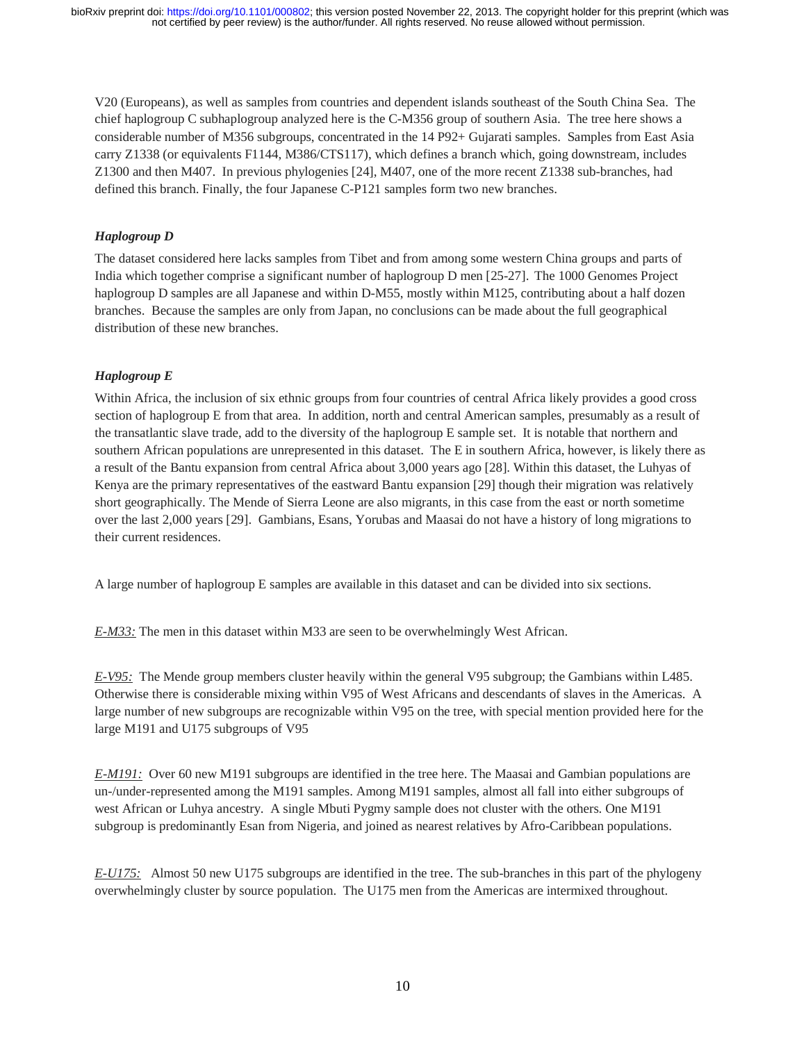V20 (Europeans), as well as samples from countries and dependent islands southeast of the South China Sea. The chief haplogroup C subhaplogroup analyzed here is the C-M356 group of southern Asia. The tree here shows a considerable number of M356 subgroups, concentrated in the 14 P92+ Gujarati samples. Samples from East Asia carry Z1338 (or equivalents F1144, M386/CTS117), which defines a branch which, going downstream, includes Z1300 and then M407. In previous phylogenies [24], M407, one of the more recent Z1338 sub-branches, had defined this branch. Finally, the four Japanese C-P121 samples form two new branches.

### *Haplogroup D*

The dataset considered here lacks samples from Tibet and from among some western China groups and parts of India which together comprise a significant number of haplogroup D men [25-27]. The 1000 Genomes Project haplogroup D samples are all Japanese and within D-M55, mostly within M125, contributing about a half dozen branches. Because the samples are only from Japan, no conclusions can be made about the full geographical distribution of these new branches.

### *Haplogroup E*

Within Africa, the inclusion of six ethnic groups from four countries of central Africa likely provides a good cross section of haplogroup E from that area. In addition, north and central American samples, presumably as a result of the transatlantic slave trade, add to the diversity of the haplogroup E sample set. It is notable that northern and southern African populations are unrepresented in this dataset. The E in southern Africa, however, is likely there as a result of the Bantu expansion from central Africa about 3,000 years ago [28]. Within this dataset, the Luhyas of Kenya are the primary representatives of the eastward Bantu expansion [29] though their migration was relatively short geographically. The Mende of Sierra Leone are also migrants, in this case from the east or north sometime over the last 2,000 years [29]. Gambians, Esans, Yorubas and Maasai do not have a history of long migrations to their current residences.

A large number of haplogroup E samples are available in this dataset and can be divided into six sections.

*E-M33:* The men in this dataset within M33 are seen to be overwhelmingly West African.

*E-V95:* The Mende group members cluster heavily within the general V95 subgroup; the Gambians within L485. Otherwise there is considerable mixing within V95 of West Africans and descendants of slaves in the Americas. A large number of new subgroups are recognizable within V95 on the tree, with special mention provided here for the large M191 and U175 subgroups of V95

*E-M191:* Over 60 new M191 subgroups are identified in the tree here. The Maasai and Gambian populations are un-/under-represented among the M191 samples. Among M191 samples, almost all fall into either subgroups of west African or Luhya ancestry. A single Mbuti Pygmy sample does not cluster with the others. One M191 subgroup is predominantly Esan from Nigeria, and joined as nearest relatives by Afro-Caribbean populations.

*E-U175:* Almost 50 new U175 subgroups are identified in the tree. The sub-branches in this part of the phylogeny overwhelmingly cluster by source population. The U175 men from the Americas are intermixed throughout.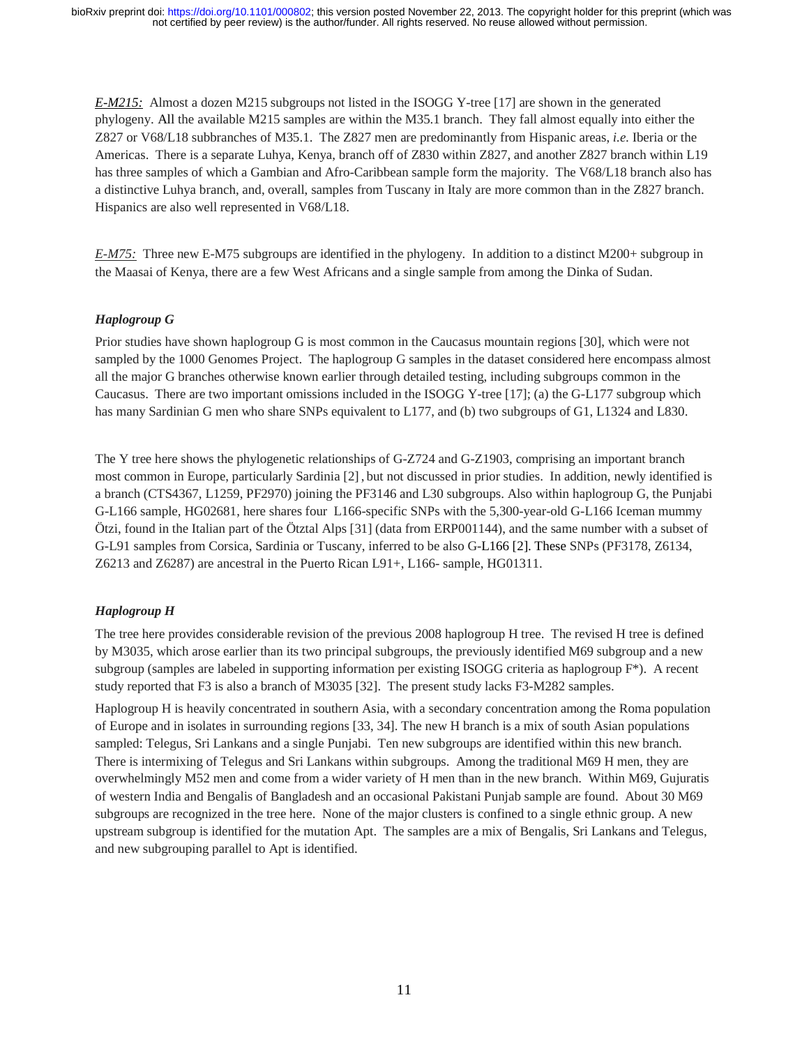*E-M215:* Almost a dozen M215 subgroups not listed in the ISOGG Y-tree [17] are shown in the generated phylogeny. All the available M215 samples are within the M35.1 branch. They fall almost equally into either the Z827 or V68/L18 subbranches of M35.1. The Z827 men are predominantly from Hispanic areas, *i.e.* Iberia or the Americas. There is a separate Luhya, Kenya, branch off of Z830 within Z827, and another Z827 branch within L19 has three samples of which a Gambian and Afro-Caribbean sample form the majority. The V68/L18 branch also has a distinctive Luhya branch, and, overall, samples from Tuscany in Italy are more common than in the Z827 branch. Hispanics are also well represented in V68/L18.

*E-M75:* Three new E-M75 subgroups are identified in the phylogeny. In addition to a distinct M200+ subgroup in the Maasai of Kenya, there are a few West Africans and a single sample from among the Dinka of Sudan.

### *Haplogroup G*

Prior studies have shown haplogroup G is most common in the Caucasus mountain regions [30], which were not sampled by the 1000 Genomes Project. The haplogroup G samples in the dataset considered here encompass almost all the major G branches otherwise known earlier through detailed testing, including subgroups common in the Caucasus. There are two important omissions included in the ISOGG Y-tree [17]; (a) the G-L177 subgroup which has many Sardinian G men who share SNPs equivalent to L177, and (b) two subgroups of G1, L1324 and L830.

The Y tree here shows the phylogenetic relationships of G-Z724 and G-Z1903, comprising an important branch most common in Europe, particularly Sardinia [2], but not discussed in prior studies. In addition, newly identified is a branch (CTS4367, L1259, PF2970) joining the PF3146 and L30 subgroups. Also within haplogroup G, the Punjabi G-L166 sample, HG02681, here shares four L166-specific SNPs with the 5,300-year-old G-L166 Iceman mummy Ötzi, found in the Italian part of the Ötztal Alps [31] (data from ERP001144), and the same number with a subset of G-L91 samples from Corsica, Sardinia or Tuscany, inferred to be also G-L166 [2]. These SNPs (PF3178, Z6134, Z6213 and Z6287) are ancestral in the Puerto Rican L91+, L166- sample, HG01311.

### *Haplogroup H*

The tree here provides considerable revision of the previous 2008 haplogroup H tree. The revised H tree is defined by M3035, which arose earlier than its two principal subgroups, the previously identified M69 subgroup and a new subgroup (samples are labeled in supporting information per existing ISOGG criteria as haplogroup F*). A recent study reported that F3 is also a branch of M3035 [32]. The present study lacks F3-M282 samples.

Haplogroup H is heavily concentrated in southern Asia, with a secondary concentration among the Roma population of Europe and in isolates in surrounding regions [33, 34]. The new H branch is a mix of south Asian populations sampled: Telegus, Sri Lankans and a single Punjabi. Ten new subgroups are identified within this new branch. There is intermixing of Telegus and Sri Lankans within subgroups. Among the traditional M69 H men, they are overwhelmingly M52 men and come from a wider variety of H men than in the new branch. Within M69, Gujuratis of western India and Bengalis of Bangladesh and an occasional Pakistani Punjab sample are found. About 30 M69 subgroups are recognized in the tree here. None of the major clusters is confined to a single ethnic group. A new upstream subgroup is identified for the mutation Apt. The samples are a mix of Bengalis, Sri Lankans and Telegus, and new subgrouping parallel to Apt is identified.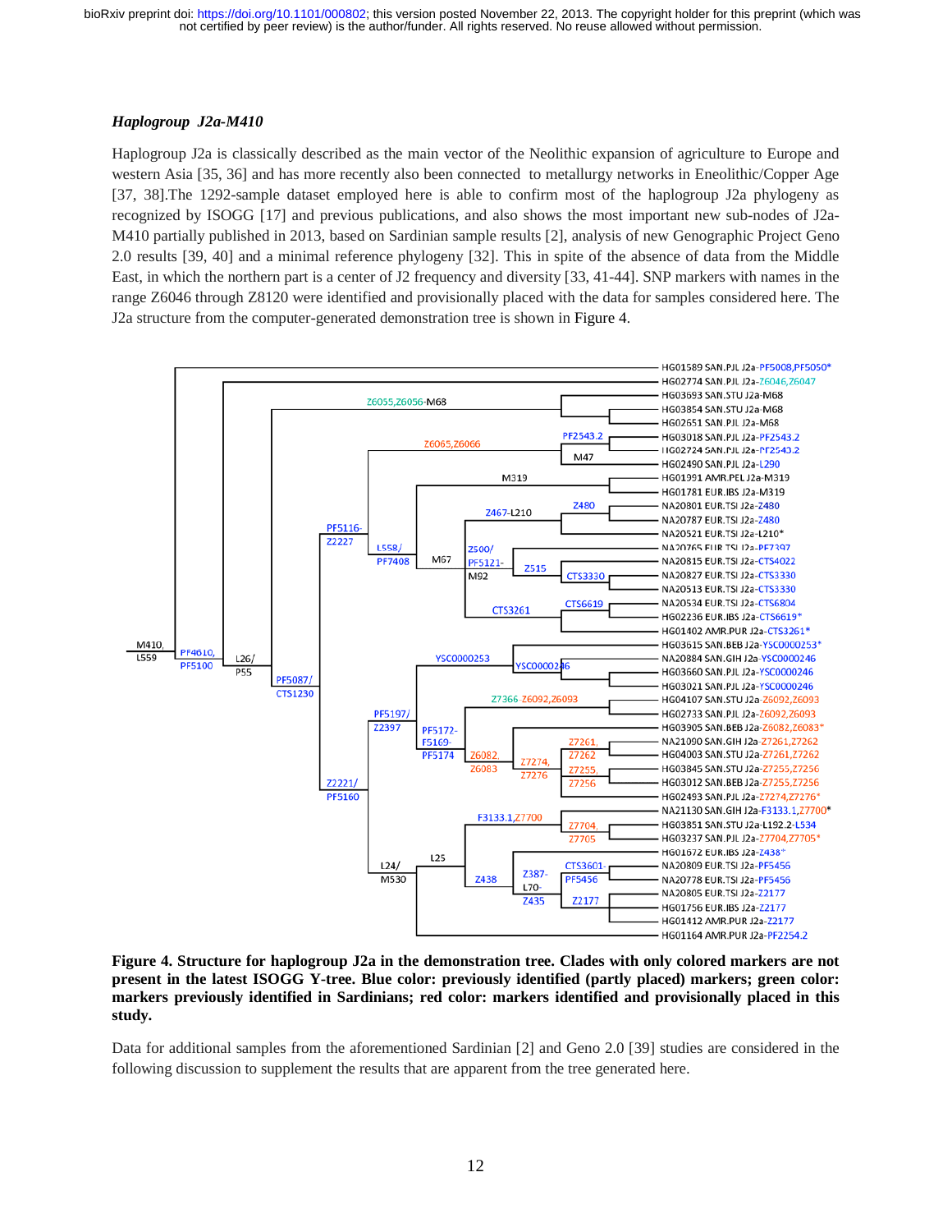### *Haplogroup J2a-M410*

Haplogroup J2a is classically described as the main vector of the Neolithic expansion of agriculture to Europe and western Asia [35, 36] and has more recently also been connected to metallurgy networks in Eneolithic/Copper Age [37, 38].The 1292-sample dataset employed here is able to confirm most of the haplogroup J2a phylogeny as recognized by ISOGG [17] and previous publications, and also shows the most important new sub-nodes of J2a-M410 partially published in 2013, based on Sardinian sample results [2], analysis of new Genographic Project Geno 2.0 results [39, 40] and a minimal reference phylogeny [32]. This in spite of the absence of data from the Middle East, in which the northern part is a center of J2 frequency and diversity [33, 41-44]. SNP markers with names in the range Z6046 through Z8120 were identified and provisionally placed with the data for samples considered here. The J2a structure from the computer-generated demonstration tree is shown in Figure 4.

**Figure 4. Structure for haplogroup J2a in the demonstration tree. Clades with only colored markers are not present in the latest ISOGG Y-tree. Blue color: previously identified (partly placed) markers; green color: markers previously identified in Sardinians; red color: markers identified and provisionally placed in this study.**

Data for additional samples from the aforementioned Sardinian [2] and Geno 2.0 [39] studies are considered in the following discussion to supplement the results that are apparent from the tree generated here.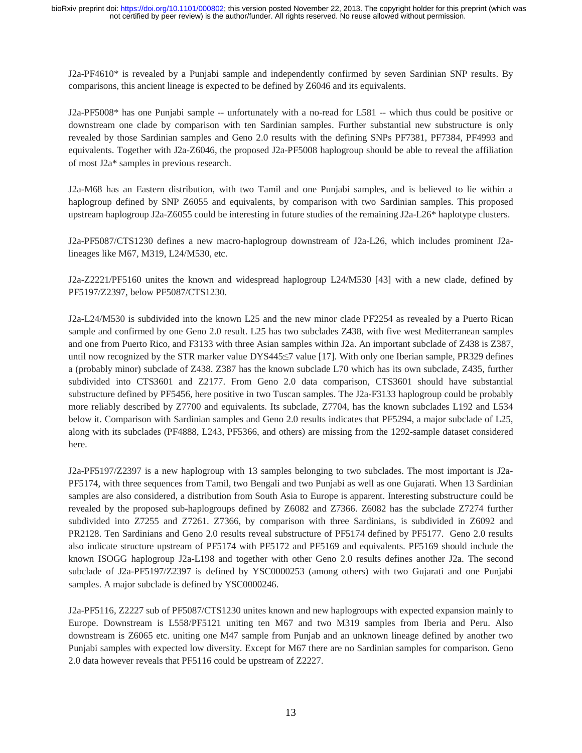J2a-PF4610* is revealed by a Punjabi sample and independently confirmed by seven Sardinian SNP results. By comparisons, this ancient lineage is expected to be defined by Z6046 and its equivalents.

J2a-PF5008* has one Punjabi sample -- unfortunately with a no-read for L581 -- which thus could be positive or downstream one clade by comparison with ten Sardinian samples. Further substantial new substructure is only revealed by those Sardinian samples and Geno 2.0 results with the defining SNPs PF7381, PF7384, PF4993 and equivalents. Together with J2a-Z6046, the proposed J2a-PF5008 haplogroup should be able to reveal the affiliation of most J2a* samples in previous research.

J2a-M68 has an Eastern distribution, with two Tamil and one Punjabi samples, and is believed to lie within a haplogroup defined by SNP Z6055 and equivalents, by comparison with two Sardinian samples. This proposed upstream haplogroup J2a-Z6055 could be interesting in future studies of the remaining J2a-L26* haplotype clusters.

J2a-PF5087/CTS1230 defines a new macro-haplogroup downstream of J2a-L26, which includes prominent J2a-lineages like M67, M319, L24/M530, etc.

J2a-Z2221/PF5160 unites the known and widespread haplogroup L24/M530 [43] with a new clade, defined by PF5197/Z2397, below PF5087/CTS1230.

J2a-L24/M530 is subdivided into the known L25 and the new minor clade PF2254 as revealed by a Puerto Rican sample and confirmed by one Geno 2.0 result. L25 has two subclades Z438, with five west Mediterranean samples and one from Puerto Rico, and F3133 with three Asian samples within J2a. An important subclade of Z438 is Z387, until now recognized by the STR marker value DYS445≤7 value [17]. With only one Iberian sample, PR329 defines a (probably minor) subclade of Z438. Z387 has the known subclade L70 which has its own subclade, Z435, further subdivided into CTS3601 and Z2177. From Geno 2.0 data comparison, CTS3601 should have substantial substructure defined by PF5456, here positive in two Tuscan samples. The J2a-F3133 haplogroup could be probably more reliably described by Z7700 and equivalents. Its subclade, Z7704, has the known subclades L192 and L534 below it. Comparison with Sardinian samples and Geno 2.0 results indicates that PF5294, a major subclade of L25, along with its subclades (PF4888, L243, PF5366, and others) are missing from the 1292-sample dataset considered here.

J2a-PF5197/Z2397 is a new haplogroup with 13 samples belonging to two subclades. The most important is J2a-PF5174, with three sequences from Tamil, two Bengali and two Punjabi as well as one Gujarati. When 13 Sardinian samples are also considered, a distribution from South Asia to Europe is apparent. Interesting substructure could be revealed by the proposed sub-haplogroups defined by Z6082 and Z7366. Z6082 has the subclade Z7274 further subdivided into Z7255 and Z7261. Z7366, by comparison with three Sardinians, is subdivided in Z6092 and PR2128. Ten Sardinians and Geno 2.0 results reveal substructure of PF5174 defined by PF5177. Geno 2.0 results also indicate structure upstream of PF5174 with PF5172 and PF5169 and equivalents. PF5169 should include the known ISOGG haplogroup J2a-L198 and together with other Geno 2.0 results defines another J2a. The second subclade of J2a-PF5197/Z2397 is defined by YSC0000253 (among others) with two Gujarati and one Punjabi samples. A major subclade is defined by YSC0000246.

J2a-PF5116, Z2227 sub of PF5087/CTS1230 unites known and new haplogroups with expected expansion mainly to Europe. Downstream is L558/PF5121 uniting ten M67 and two M319 samples from Iberia and Peru. Also downstream is Z6065 etc. uniting one M47 sample from Punjab and an unknown lineage defined by another two Punjabi samples with expected low diversity. Except for M67 there are no Sardinian samples for comparison. Geno 2.0 data however reveals that PF5116 could be upstream of Z2227.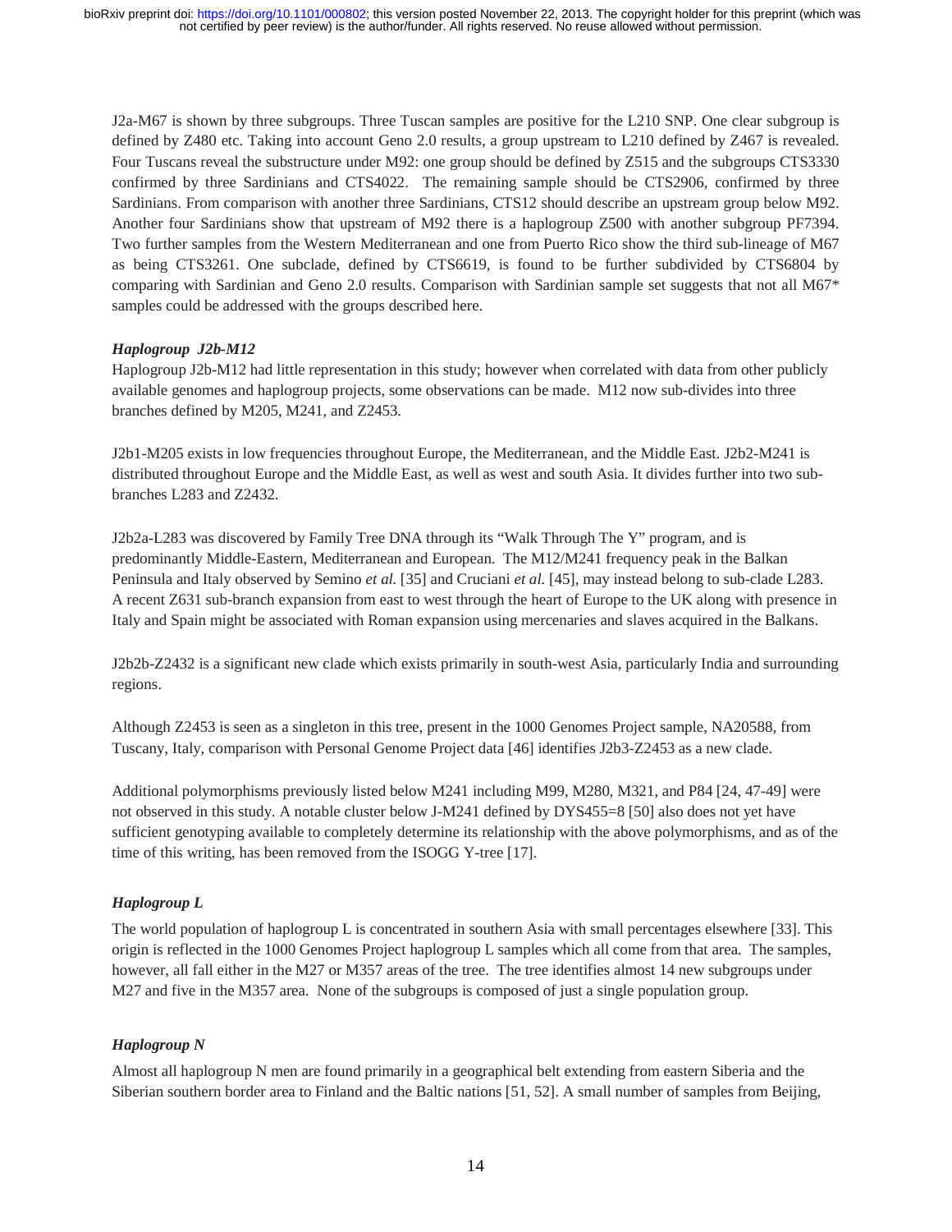J2a-M67 is shown by three subgroups. Three Tuscan samples are positive for the L210 SNP. One clear subgroup is defined by Z480 etc. Taking into account Geno 2.0 results, a group upstream to L210 defined by Z467 is revealed. Four Tuscans reveal the substructure under M92: one group should be defined by Z515 and the subgroups CTS3330 confirmed by three Sardinians and CTS4022. The remaining sample should be CTS2906, confirmed by three Sardinians. From comparison with another three Sardinians, CTS12 should describe an upstream group below M92. Another four Sardinians show that upstream of M92 there is a haplogroup Z500 with another subgroup PF7394. Two further samples from the Western Mediterranean and one from Puerto Rico show the third sub-lineage of M67 as being CTS3261. One subclade, defined by CTS6619, is found to be further subdivided by CTS6804 by comparing with Sardinian and Geno 2.0 results. Comparison with Sardinian sample set suggests that not all M67* samples could be addressed with the groups described here.

### *Haplogroup J2b-M12*

Haplogroup J2b-M12 had little representation in this study; however when correlated with data from other publicly available genomes and haplogroup projects, some observations can be made. M12 now sub-divides into three branches defined by M205, M241, and Z2453.

J2b1-M205 exists in low frequencies throughout Europe, the Mediterranean, and the Middle East. J2b2-M241 is distributed throughout Europe and the Middle East, as well as west and south Asia. It divides further into two sub-branches L283 and Z2432.

J2b2a-L283 was discovered by Family Tree DNA through its "Walk Through The Y" program, and is predominantly Middle-Eastern, Mediterranean and European. The M12/M241 frequency peak in the Balkan Peninsula and Italy observed by Semino *et al.* [35] and Cruciani *et al.* [45], may instead belong to sub-clade L283. A recent Z631 sub-branch expansion from east to west through the heart of Europe to the UK along with presence in Italy and Spain might be associated with Roman expansion using mercenaries and slaves acquired in the Balkans.

J2b2b-Z2432 is a significant new clade which exists primarily in south-west Asia, particularly India and surrounding regions.

Although Z2453 is seen as a singleton in this tree, present in the 1000 Genomes Project sample, NA20588, from Tuscany, Italy, comparison with Personal Genome Project data [46] identifies J2b3-Z2453 as a new clade.

Additional polymorphisms previously listed below M241 including M99, M280, M321, and P84 [24, 47-49] were not observed in this study. A notable cluster below J-M241 defined by DYS455=8 [50] also does not yet have sufficient genotyping available to completely determine its relationship with the above polymorphisms, and as of the time of this writing, has been removed from the ISOGG Y-tree [17].

### *Haplogroup L*

The world population of haplogroup L is concentrated in southern Asia with small percentages elsewhere [33]. This origin is reflected in the 1000 Genomes Project haplogroup L samples which all come from that area. The samples, however, all fall either in the M27 or M357 areas of the tree. The tree identifies almost 14 new subgroups under M27 and five in the M357 area. None of the subgroups is composed of just a single population group.

### *Haplogroup N*

Almost all haplogroup N men are found primarily in a geographical belt extending from eastern Siberia and the Siberian southern border area to Finland and the Baltic nations [51, 52]. A small number of samples from Beijing,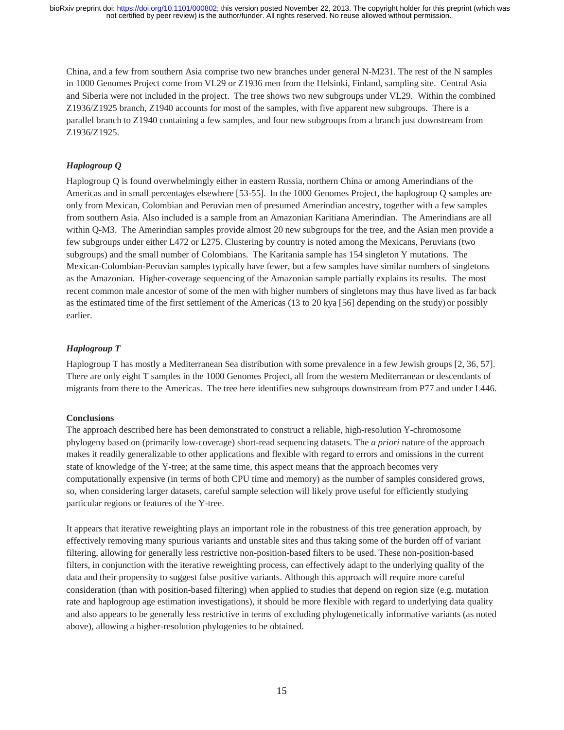China, and a few from southern Asia comprise two new branches under general N-M231. The rest of the N samples in 1000 Genomes Project come from VL29 or Z1936 men from the Helsinki, Finland, sampling site. Central Asia and Siberia were not included in the project. The tree shows two new subgroups under VL29. Within the combined Z1936/Z1925 branch, Z1940 accounts for most of the samples, with five apparent new subgroups. There is a parallel branch to Z1940 containing a few samples, and four new subgroups from a branch just downstream from Z1936/Z1925.

### *Haplogroup Q*

Haplogroup Q is found overwhelmingly either in eastern Russia, northern China or among Amerindians of the Americas and in small percentages elsewhere [53-55]. In the 1000 Genomes Project, the haplogroup Q samples are only from Mexican, Colombian and Peruvian men of presumed Amerindian ancestry, together with a few samples from southern Asia. Also included is a sample from an Amazonian Karitiana Amerindian. The Amerindians are all within Q-M3. The Amerindian samples provide almost 20 new subgroups for the tree, and the Asian men provide a few subgroups under either L472 or L275. Clustering by country is noted among the Mexicans, Peruvians (two subgroups) and the small number of Colombians. The Karitania sample has 154 singleton Y mutations. The Mexican-Colombian-Peruvian samples typically have fewer, but a few samples have similar numbers of singletons as the Amazonian. Higher-coverage sequencing of the Amazonian sample partially explains its results. The most recent common male ancestor of some of the men with higher numbers of singletons may thus have lived as far back as the estimated time of the first settlement of the Americas (13 to 20 kya [56] depending on the study) or possibly earlier.

### *Haplogroup T*

Haplogroup T has mostly a Mediterranean Sea distribution with some prevalence in a few Jewish groups [2, 36, 57]. There are only eight T samples in the 1000 Genomes Project, all from the western Mediterranean or descendants of migrants from there to the Americas. The tree here identifies new subgroups downstream from P77 and under L446.

## Conclusions

The approach described here has been demonstrated to construct a reliable, high-resolution Y-chromosome phylogeny based on (primarily low-coverage) short-read sequencing datasets. The *a priori* nature of the approach makes it readily generalizable to other applications and flexible with regard to errors and omissions in the current state of knowledge of the Y-tree; at the same time, this aspect means that the approach becomes very computationally expensive (in terms of both CPU time and memory) as the number of samples considered grows, so, when considering larger datasets, careful sample selection will likely prove useful for efficiently studying particular regions or features of the Y-tree.

It appears that iterative reweighting plays an important role in the robustness of this tree generation approach, by effectively removing many spurious variants and unstable sites and thus taking some of the burden off of variant filtering, allowing for generally less restrictive non-position-based filters to be used. These non-position-based filters, in conjunction with the iterative reweighting process, can effectively adapt to the underlying quality of the data and their propensity to suggest false positive variants. Although this approach will require more careful consideration (than with position-based filtering) when applied to studies that depend on region size (e.g. mutation rate and haplogroup age estimation investigations), it should be more flexible with regard to underlying data quality and also appears to be generally less restrictive in terms of excluding phylogenetically informative variants (as noted above), allowing a higher-resolution phylogenies to be obtained.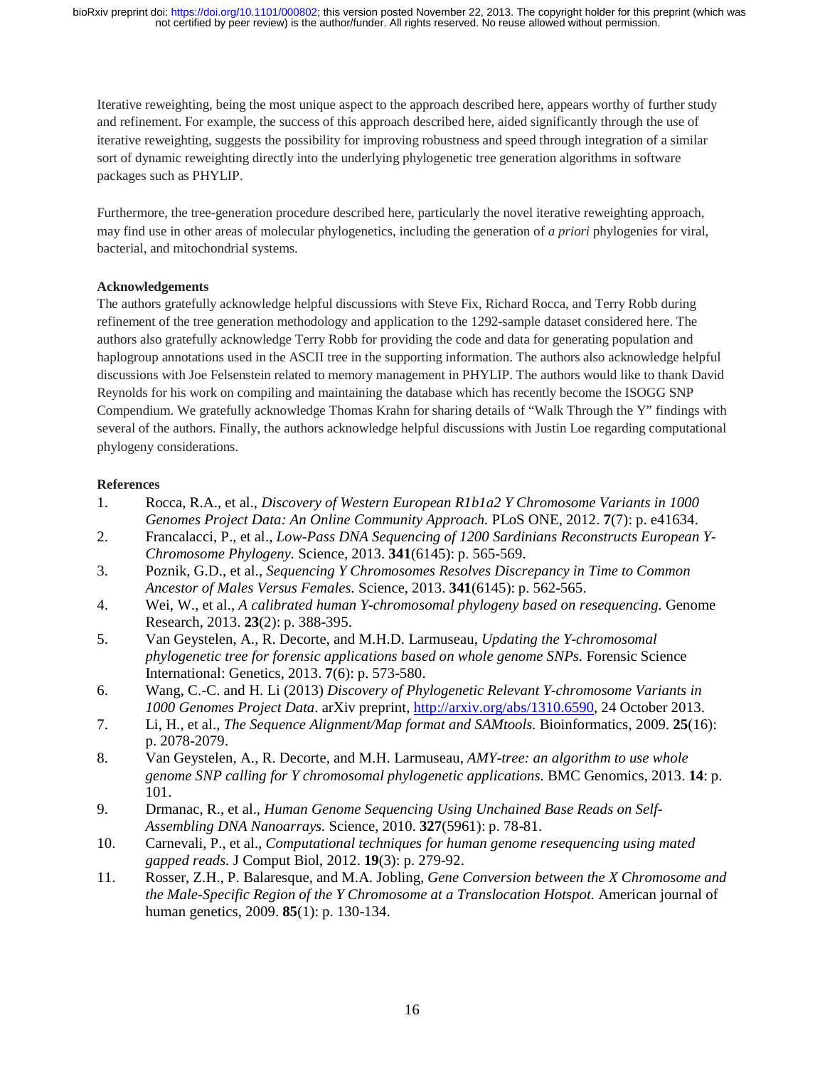Iterative reweighting, being the most unique aspect to the approach described here, appears worthy of further study and refinement. For example, the success of this approach described here, aided significantly through the use of iterative reweighting, suggests the possibility for improving robustness and speed through integration of a similar sort of dynamic reweighting directly into the underlying phylogenetic tree generation algorithms in software packages such as PHYLIP.

Furthermore, the tree-generation procedure described here, particularly the novel iterative reweighting approach, may find use in other areas of molecular phylogenetics, including the generation of *a priori* phylogenies for viral, bacterial, and mitochondrial systems.

**Acknowledgements**

The authors gratefully acknowledge helpful discussions with Steve Fix, Richard Rocca, and Terry Robb during refinement of the tree generation methodology and application to the 1292-sample dataset considered here. The authors also gratefully acknowledge Terry Robb for providing the code and data for generating population and haplogroup annotations used in the ASCII tree in the supporting information. The authors also acknowledge helpful discussions with Joe Felsenstein related to memory management in PHYLIP. The authors would like to thank David Reynolds for his work on compiling and maintaining the database which has recently become the ISOGG SNP Compendium. We gratefully acknowledge Thomas Krahn for sharing details of "Walk Through the Y" findings with several of the authors. Finally, the authors acknowledge helpful discussions with Justin Loe regarding computational phylogeny considerations.

**References**

1. Rocca, R.A., et al., *Discovery of Western European R1b1a2 Y Chromosome Variants in 1000 Genomes Project Data: An Online Community Approach.* PLoS ONE, 2012. **7**(7): p. e41634.
2. Francalacci, P., et al., *Low-Pass DNA Sequencing of 1200 Sardinians Reconstructs European Y-Chromosome Phylogeny.* Science, 2013. **341**(6145): p. 565-569.
3. Poznik, G.D., et al., *Sequencing Y Chromosomes Resolves Discrepancy in Time to Common Ancestor of Males Versus Females.* Science, 2013. **341**(6145): p. 562-565.
4. Wei, W., et al., *A calibrated human Y-chromosomal phylogeny based on resequencing.* Genome Research, 2013. **23**(2): p. 388-395.
5. Van Geystelen, A., R. Decorte, and M.H.D. Larmuseau, *Updating the Y-chromosomal phylogenetic tree for forensic applications based on whole genome SNPs.* Forensic Science International: Genetics, 2013. **7**(6): p. 573-580.
6. Wang, C.-C. and H. Li (2013) *Discovery of Phylogenetic Relevant Y-chromosome Variants in 1000 Genomes Project Data*. arXiv preprint, http://arxiv.org/abs/1310.6590, 24 October 2013.
7. Li, H., et al., *The Sequence Alignment/Map format and SAMtools.* Bioinformatics, 2009. **25**(16): p. 2078-2079.
8. Van Geystelen, A., R. Decorte, and M.H. Larmuseau, *AMY-tree: an algorithm to use whole genome SNP calling for Y chromosomal phylogenetic applications.* BMC Genomics, 2013. **14**: p. 101.
9. Drmanac, R., et al., *Human Genome Sequencing Using Unchained Base Reads on Self-Assembling DNA Nanoarrays.* Science, 2010. **327**(5961): p. 78-81.
10. Carnevali, P., et al., *Computational techniques for human genome resequencing using mated gapped reads.* J Comput Biol, 2012. **19**(3): p. 279-92.
11. Rosser, Z.H., P. Balaresque, and M.A. Jobling, *Gene Conversion between the X Chromosome and the Male-Specific Region of the Y Chromosome at a Translocation Hotspot.* American journal of human genetics, 2009. **85**(1): p. 130-134.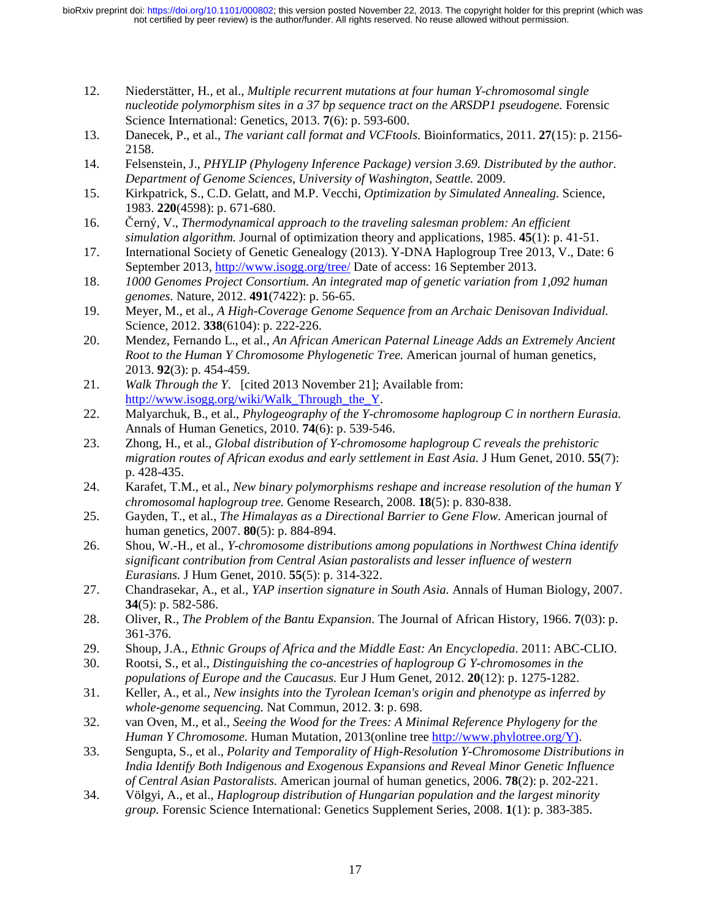12. Niederstätter, H., et al., *Multiple recurrent mutations at four human Y-chromosomal single nucleotide polymorphism sites in a 37 bp sequence tract on the ARSDP1 pseudogene.* Forensic Science International: Genetics, 2013. **7**(6): p. 593-600.
13. Danecek, P., et al., *The variant call format and VCFtools.* Bioinformatics, 2011. **27**(15): p. 2156-2158.
14. Felsenstein, J., *PHYLIP (Phylogeny Inference Package) version 3.69. Distributed by the author. Department of Genome Sciences, University of Washington, Seattle.* 2009.
15. Kirkpatrick, S., C.D. Gelatt, and M.P. Vecchi, *Optimization by Simulated Annealing.* Science, 1983. **220**(4598): p. 671-680.
16. Černý, V., *Thermodynamical approach to the traveling salesman problem: An efficient simulation algorithm.* Journal of optimization theory and applications, 1985. **45**(1): p. 41-51.
17. International Society of Genetic Genealogy (2013). Y-DNA Haplogroup Tree 2013, V., Date: 6 September 2013, http://www.isogg.org/tree/ Date of access: 16 September 2013.
18. *1000 Genomes Project Consortium. An integrated map of genetic variation from 1,092 human genomes.* Nature, 2012. **491**(7422): p. 56-65.
19. Meyer, M., et al., *A High-Coverage Genome Sequence from an Archaic Denisovan Individual.* Science, 2012. **338**(6104): p. 222-226.
20. Mendez, Fernando L., et al., *An African American Paternal Lineage Adds an Extremely Ancient Root to the Human Y Chromosome Phylogenetic Tree.* American journal of human genetics, 2013. **92**(3): p. 454-459.
21. *Walk Through the Y.* [cited 2013 November 21]; Available from: http://www.isogg.org/wiki/Walk_Through_the_Y.
22. Malyarchuk, B., et al., *Phylogeography of the Y-chromosome haplogroup C in northern Eurasia.* Annals of Human Genetics, 2010. **74**(6): p. 539-546.
23. Zhong, H., et al., *Global distribution of Y-chromosome haplogroup C reveals the prehistoric migration routes of African exodus and early settlement in East Asia.* J Hum Genet, 2010. **55**(7): p. 428-435.
24. Karafet, T.M., et al., *New binary polymorphisms reshape and increase resolution of the human Y chromosomal haplogroup tree.* Genome Research, 2008. **18**(5): p. 830-838.
25. Gayden, T., et al., *The Himalayas as a Directional Barrier to Gene Flow.* American journal of human genetics, 2007. **80**(5): p. 884-894.
26. Shou, W.-H., et al., *Y-chromosome distributions among populations in Northwest China identify significant contribution from Central Asian pastoralists and lesser influence of western Eurasians.* J Hum Genet, 2010. **55**(5): p. 314-322.
27. Chandrasekar, A., et al., *YAP insertion signature in South Asia.* Annals of Human Biology, 2007. **34**(5): p. 582-586.
28. Oliver, R., *The Problem of the Bantu Expansion.* The Journal of African History, 1966. **7**(03): p. 361-376.
29. Shoup, J.A., *Ethnic Groups of Africa and the Middle East: An Encyclopedia*. 2011: ABC-CLIO.
30. Rootsi, S., et al., *Distinguishing the co-ancestries of haplogroup G Y-chromosomes in the populations of Europe and the Caucasus.* Eur J Hum Genet, 2012. **20**(12): p. 1275-1282.
31. Keller, A., et al., *New insights into the Tyrolean Iceman's origin and phenotype as inferred by whole-genome sequencing.* Nat Commun, 2012. **3**: p. 698.
32. van Oven, M., et al., *Seeing the Wood for the Trees: A Minimal Reference Phylogeny for the Human Y Chromosome.* Human Mutation, 2013(online tree http://www.phylotree.org/Y).
33. Sengupta, S., et al., *Polarity and Temporality of High-Resolution Y-Chromosome Distributions in India Identify Both Indigenous and Exogenous Expansions and Reveal Minor Genetic Influence of Central Asian Pastoralists.* American journal of human genetics, 2006. **78**(2): p. 202-221.
34. Völgyi, A., et al., *Haplogroup distribution of Hungarian population and the largest minority group.* Forensic Science International: Genetics Supplement Series, 2008. **1**(1): p. 383-385.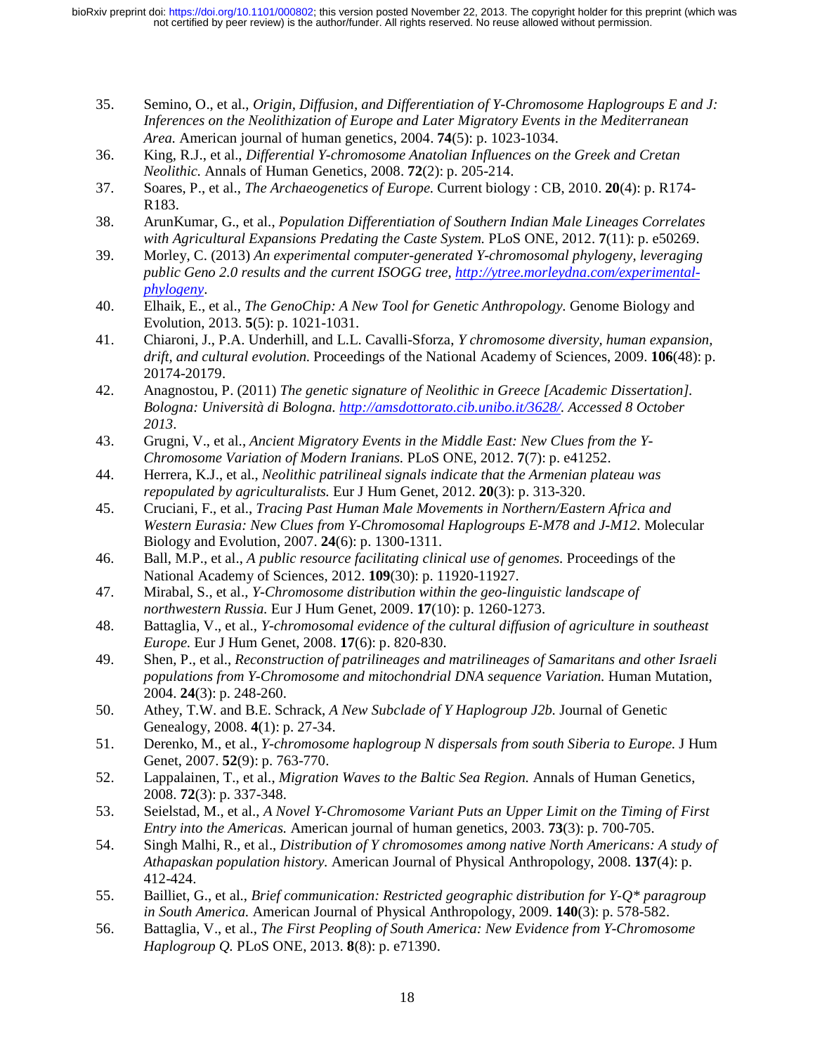35. Semino, O., et al., *Origin, Diffusion, and Differentiation of Y-Chromosome Haplogroups E and J: Inferences on the Neolithization of Europe and Later Migratory Events in the Mediterranean Area.* American journal of human genetics, 2004. **74**(5): p. 1023-1034.
36. King, R.J., et al., *Differential Y-chromosome Anatolian Influences on the Greek and Cretan Neolithic.* Annals of Human Genetics, 2008. **72**(2): p. 205-214.
37. Soares, P., et al., *The Archaeogenetics of Europe.* Current biology : CB, 2010. **20**(4): p. R174-R183.
38. ArunKumar, G., et al., *Population Differentiation of Southern Indian Male Lineages Correlates with Agricultural Expansions Predating the Caste System.* PLoS ONE, 2012. **7**(11): p. e50269.
39. Morley, C. (2013) *An experimental computer-generated Y-chromosomal phylogeny, leveraging public Geno 2.0 results and the current ISOGG tree, http://ytree.morleydna.com/experimental-phylogeny.*
40. Elhaik, E., et al., *The GenoChip: A New Tool for Genetic Anthropology.* Genome Biology and Evolution, 2013. **5**(5): p. 1021-1031.
41. Chiaroni, J., P.A. Underhill, and L.L. Cavalli-Sforza, *Y chromosome diversity, human expansion, drift, and cultural evolution.* Proceedings of the National Academy of Sciences, 2009. **106**(48): p. 20174-20179.
42. Anagnostou, P. (2011) *The genetic signature of Neolithic in Greece [Academic Dissertation]. Bologna: Università di Bologna. http://amsdottorato.cib.unibo.it/3628/. Accessed 8 October 2013.*
43. Grugni, V., et al., *Ancient Migratory Events in the Middle East: New Clues from the Y-Chromosome Variation of Modern Iranians.* PLoS ONE, 2012. **7**(7): p. e41252.
44. Herrera, K.J., et al., *Neolithic patrilineal signals indicate that the Armenian plateau was repopulated by agriculturalists.* Eur J Hum Genet, 2012. **20**(3): p. 313-320.
45. Cruciani, F., et al., *Tracing Past Human Male Movements in Northern/Eastern Africa and Western Eurasia: New Clues from Y-Chromosomal Haplogroups E-M78 and J-M12.* Molecular Biology and Evolution, 2007. **24**(6): p. 1300-1311.
46. Ball, M.P., et al., *A public resource facilitating clinical use of genomes.* Proceedings of the National Academy of Sciences, 2012. **109**(30): p. 11920-11927.
47. Mirabal, S., et al., *Y-Chromosome distribution within the geo-linguistic landscape of northwestern Russia.* Eur J Hum Genet, 2009. **17**(10): p. 1260-1273.
48. Battaglia, V., et al., *Y-chromosomal evidence of the cultural diffusion of agriculture in southeast Europe.* Eur J Hum Genet, 2008. **17**(6): p. 820-830.
49. Shen, P., et al., *Reconstruction of patrilineages and matrilineages of Samaritans and other Israeli populations from Y-Chromosome and mitochondrial DNA sequence Variation.* Human Mutation, 2004. **24**(3): p. 248-260.
50. Athey, T.W. and B.E. Schrack, *A New Subclade of Y Haplogroup J2b.* Journal of Genetic Genealogy, 2008. **4**(1): p. 27-34.
51. Derenko, M., et al., *Y-chromosome haplogroup N dispersals from south Siberia to Europe.* J Hum Genet, 2007. **52**(9): p. 763-770.
52. Lappalainen, T., et al., *Migration Waves to the Baltic Sea Region.* Annals of Human Genetics, 2008. **72**(3): p. 337-348.
53. Seielstad, M., et al., *A Novel Y-Chromosome Variant Puts an Upper Limit on the Timing of First Entry into the Americas.* American journal of human genetics, 2003. **73**(3): p. 700-705.
54. Singh Malhi, R., et al., *Distribution of Y chromosomes among native North Americans: A study of Athapaskan population history.* American Journal of Physical Anthropology, 2008. **137**(4): p. 412-424.
55. Bailliet, G., et al., *Brief communication: Restricted geographic distribution for Y-Q* paragroup in South America.* American Journal of Physical Anthropology, 2009. **140**(3): p. 578-582.
56. Battaglia, V., et al., *The First Peopling of South America: New Evidence from Y-Chromosome Haplogroup Q.* PLoS ONE, 2013. **8**(8): p. e71390.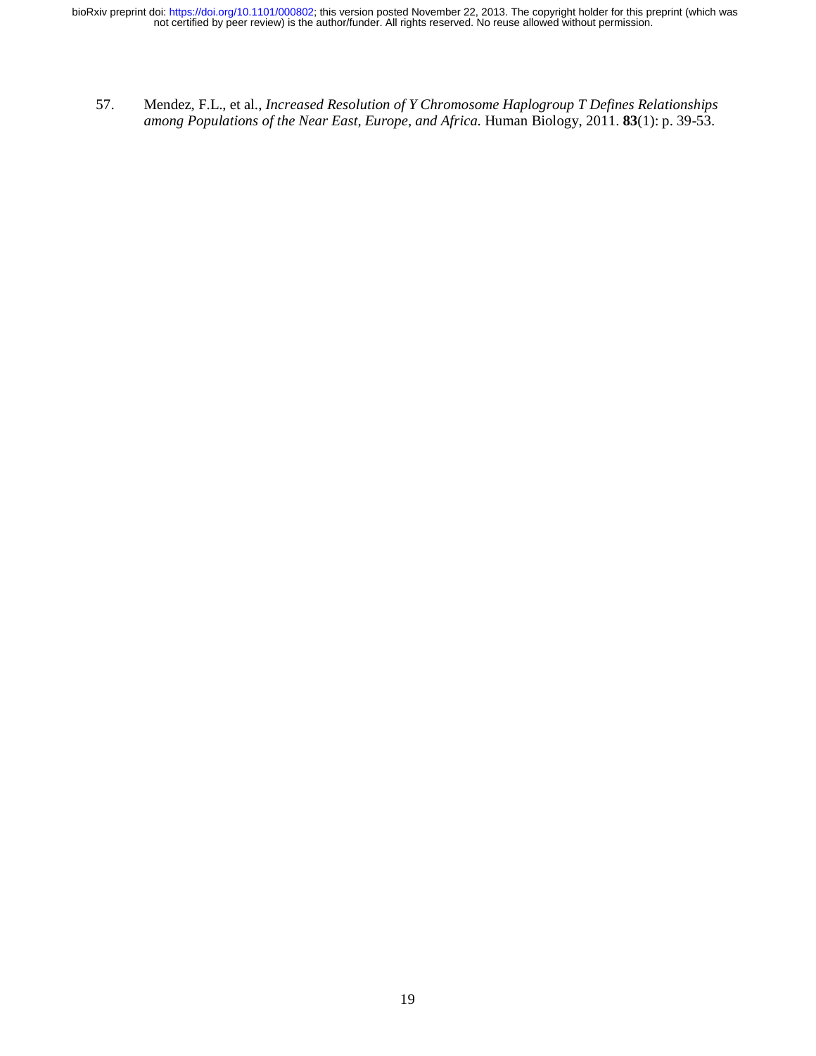57. Mendez, F.L., et al., *Increased Resolution of Y Chromosome Haplogroup T Defines Relationships among Populations of the Near East, Europe, and Africa.* Human Biology, 2011. **83**(1): p. 39-53.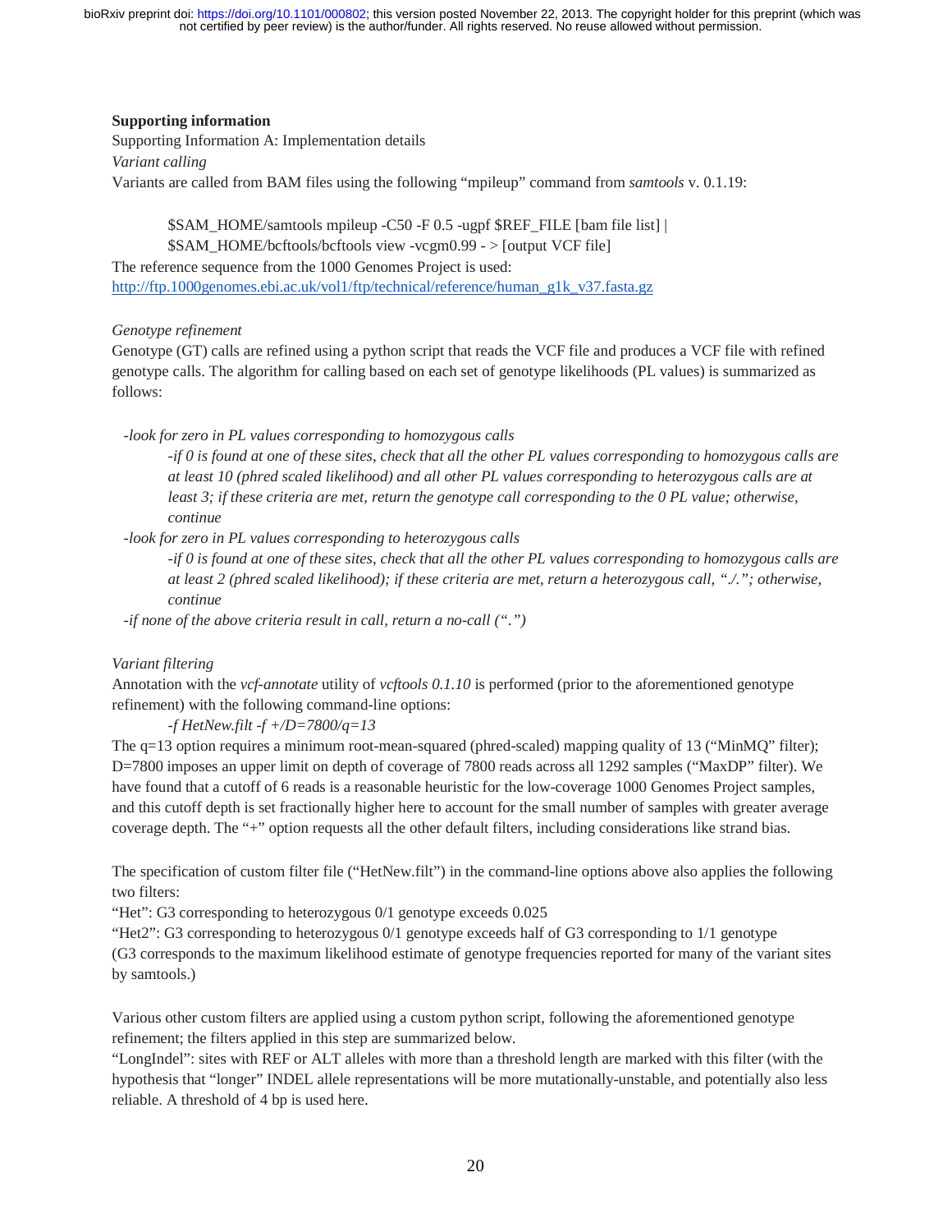**Supporting information**

Supporting Information A: Implementation details

*Variant calling*

Variants are called from BAM files using the following "mpileup" command from *samtools* v. 0.1.19:

```
$SAM_HOME/samtools mpileup -C50 -F 0.5 -ugpf $REF_FILE [bam file list] |
$SAM_HOME/bcftools/bcftools view -vcgm0.99 - > [output VCF file]
```

The reference sequence from the 1000 Genomes Project is used:
http://ftp.1000genomes.ebi.ac.uk/vol1/ftp/technical/reference/human_g1k_v37.fasta.gz

*Genotype refinement*

Genotype (GT) calls are refined using a python script that reads the VCF file and produces a VCF file with refined genotype calls. The algorithm for calling based on each set of genotype likelihoods (PL values) is summarized as follows:

- *look for zero in PL values corresponding to homozygous calls*
  - *if 0 is found at one of these sites, check that all the other PL values corresponding to homozygous calls are at least 10 (phred scaled likelihood) and all other PL values corresponding to heterozygous calls are at least 3; if these criteria are met, return the genotype call corresponding to the 0 PL value; otherwise, continue*
- *look for zero in PL values corresponding to heterozygous calls*
  - *if 0 is found at one of these sites, check that all the other PL values corresponding to homozygous calls are at least 2 (phred scaled likelihood); if these criteria are met, return a heterozygous call, "./."; otherwise, continue*
- *if none of the above criteria result in call, return a no-call (".")*

*Variant filtering*

Annotation with the *vcf-annotate* utility of *vcftools 0.1.10* is performed (prior to the aforementioned genotype refinement) with the following command-line options:

*-f HetNew.filt -f +/D=7800/q=13*

The q=13 option requires a minimum root-mean-squared (phred-scaled) mapping quality of 13 ("MinMQ" filter); D=7800 imposes an upper limit on depth of coverage of 7800 reads across all 1292 samples ("MaxDP" filter). We have found that a cutoff of 6 reads is a reasonable heuristic for the low-coverage 1000 Genomes Project samples, and this cutoff depth is set fractionally higher here to account for the small number of samples with greater average coverage depth. The "+" option requests all the other default filters, including considerations like strand bias.

The specification of custom filter file ("HetNew.filt") in the command-line options above also applies the following two filters:

"Het": G3 corresponding to heterozygous 0/1 genotype exceeds 0.025

"Het2": G3 corresponding to heterozygous 0/1 genotype exceeds half of G3 corresponding to 1/1 genotype (G3 corresponds to the maximum likelihood estimate of genotype frequencies reported for many of the variant sites by samtools.)

Various other custom filters are applied using a custom python script, following the aforementioned genotype refinement; the filters applied in this step are summarized below.

"LongIndel": sites with REF or ALT alleles with more than a threshold length are marked with this filter (with the hypothesis that "longer" INDEL allele representations will be more mutationally-unstable, and potentially also less reliable. A threshold of 4 bp is used here.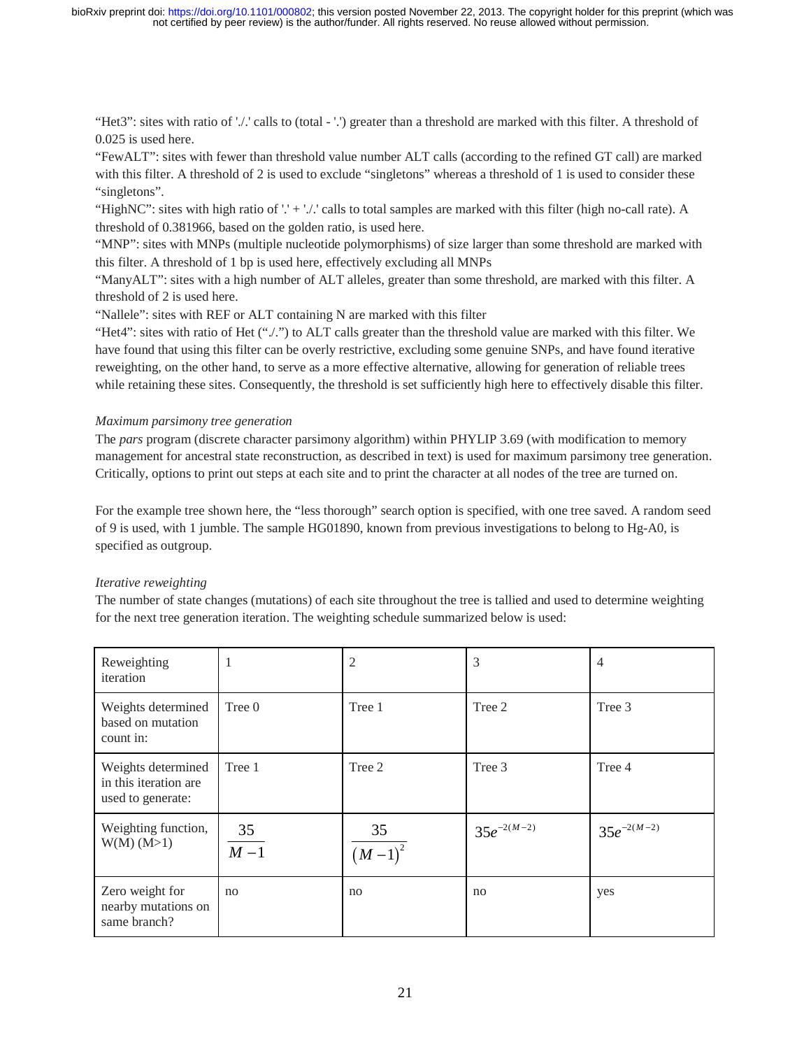"Het3": sites with ratio of './.' calls to (total - '.') greater than a threshold are marked with this filter. A threshold of 0.025 is used here.

"FewALT": sites with fewer than threshold value number ALT calls (according to the refined GT call) are marked with this filter. A threshold of 2 is used to exclude "singletons" whereas a threshold of 1 is used to consider these "singletons".

"HighNC": sites with high ratio of '.' + './.' calls to total samples are marked with this filter (high no-call rate). A threshold of 0.381966, based on the golden ratio, is used here.

"MNP": sites with MNPs (multiple nucleotide polymorphisms) of size larger than some threshold are marked with this filter. A threshold of 1 bp is used here, effectively excluding all MNPs

"ManyALT": sites with a high number of ALT alleles, greater than some threshold, are marked with this filter. A threshold of 2 is used here.

"Nallele": sites with REF or ALT containing N are marked with this filter

"Het4": sites with ratio of Het ("./.") to ALT calls greater than the threshold value are marked with this filter. We have found that using this filter can be overly restrictive, excluding some genuine SNPs, and have found iterative reweighting, on the other hand, to serve as a more effective alternative, allowing for generation of reliable trees while retaining these sites. Consequently, the threshold is set sufficiently high here to effectively disable this filter.

*Maximum parsimony tree generation*

The *pars* program (discrete character parsimony algorithm) within PHYLIP 3.69 (with modification to memory management for ancestral state reconstruction, as described in text) is used for maximum parsimony tree generation. Critically, options to print out steps at each site and to print the character at all nodes of the tree are turned on.

For the example tree shown here, the "less thorough" search option is specified, with one tree saved. A random seed of 9 is used, with 1 jumble. The sample HG01890, known from previous investigations to belong to Hg-A0, is specified as outgroup.

*Iterative reweighting*

The number of state changes (mutations) of each site throughout the tree is tallied and used to determine weighting for the next tree generation iteration. The weighting schedule summarized below is used:

| Reweighting iteration | 1 | 2 | 3 | 4 |
|---|---|---|---|---|
| Weights determined based on mutation count in: | Tree 0 | Tree 1 | Tree 2 | Tree 3 |
| Weights determined in this iteration are used to generate: | Tree 1 | Tree 2 | Tree 3 | Tree 4 |
| Weighting function, W(M) (M>1) | $\frac{35}{M-1}$ | $\frac{35}{(M-1)^2}$ | $35e^{-2(M-2)}$ | $35e^{-2(M-2)}$ |
| Zero weight for nearby mutations on same branch? | no | no | no | yes |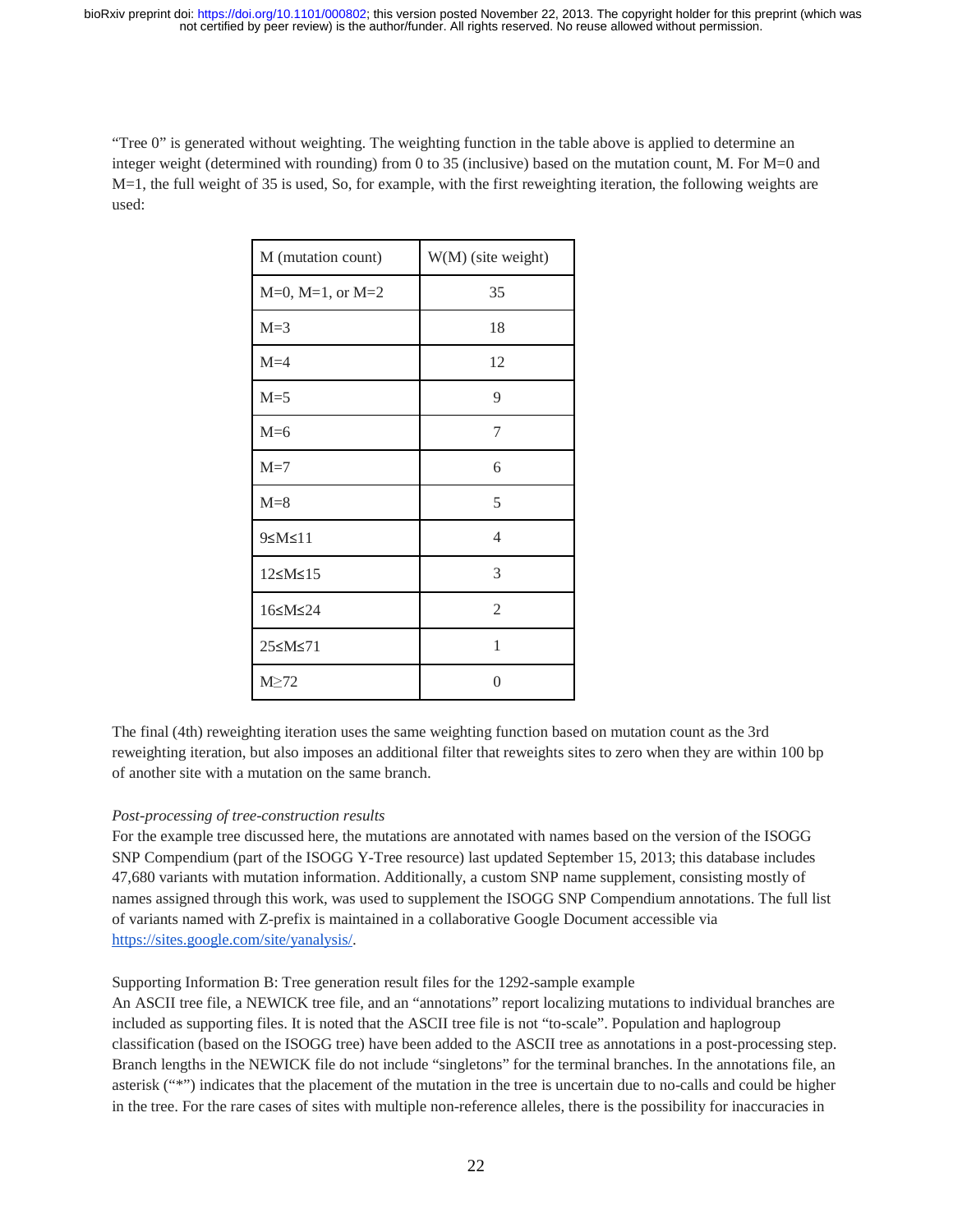"Tree 0" is generated without weighting. The weighting function in the table above is applied to determine an integer weight (determined with rounding) from 0 to 35 (inclusive) based on the mutation count, M. For M=0 and M=1, the full weight of 35 is used, So, for example, with the first reweighting iteration, the following weights are used:

| M (mutation count) | W(M) (site weight) |
|---|---|
| M=0, M=1, or M=2 | 35 |
| M=3 | 18 |
| M=4 | 12 |
| M=5 | 9 |
| M=6 | 7 |
| M=7 | 6 |
| M=8 | 5 |
| 9≤M≤11 | 4 |
| 12≤M≤15 | 3 |
| 16≤M≤24 | 2 |
| 25≤M≤71 | 1 |
| M≥72 | 0 |

The final (4th) reweighting iteration uses the same weighting function based on mutation count as the 3rd reweighting iteration, but also imposes an additional filter that reweights sites to zero when they are within 100 bp of another site with a mutation on the same branch.

*Post-processing of tree-construction results*

For the example tree discussed here, the mutations are annotated with names based on the version of the ISOGG SNP Compendium (part of the ISOGG Y-Tree resource) last updated September 15, 2013; this database includes 47,680 variants with mutation information. Additionally, a custom SNP name supplement, consisting mostly of names assigned through this work, was used to supplement the ISOGG SNP Compendium annotations. The full list of variants named with Z-prefix is maintained in a collaborative Google Document accessible via https://sites.google.com/site/yanalysis/.

Supporting Information B: Tree generation result files for the 1292-sample example

An ASCII tree file, a NEWICK tree file, and an "annotations" report localizing mutations to individual branches are included as supporting files. It is noted that the ASCII tree file is not "to-scale". Population and haplogroup classification (based on the ISOGG tree) have been added to the ASCII tree as annotations in a post-processing step. Branch lengths in the NEWICK file do not include "singletons" for the terminal branches. In the annotations file, an asterisk ("*") indicates that the placement of the mutation in the tree is uncertain due to no-calls and could be higher in the tree. For the rare cases of sites with multiple non-reference alleles, there is the possibility for inaccuracies in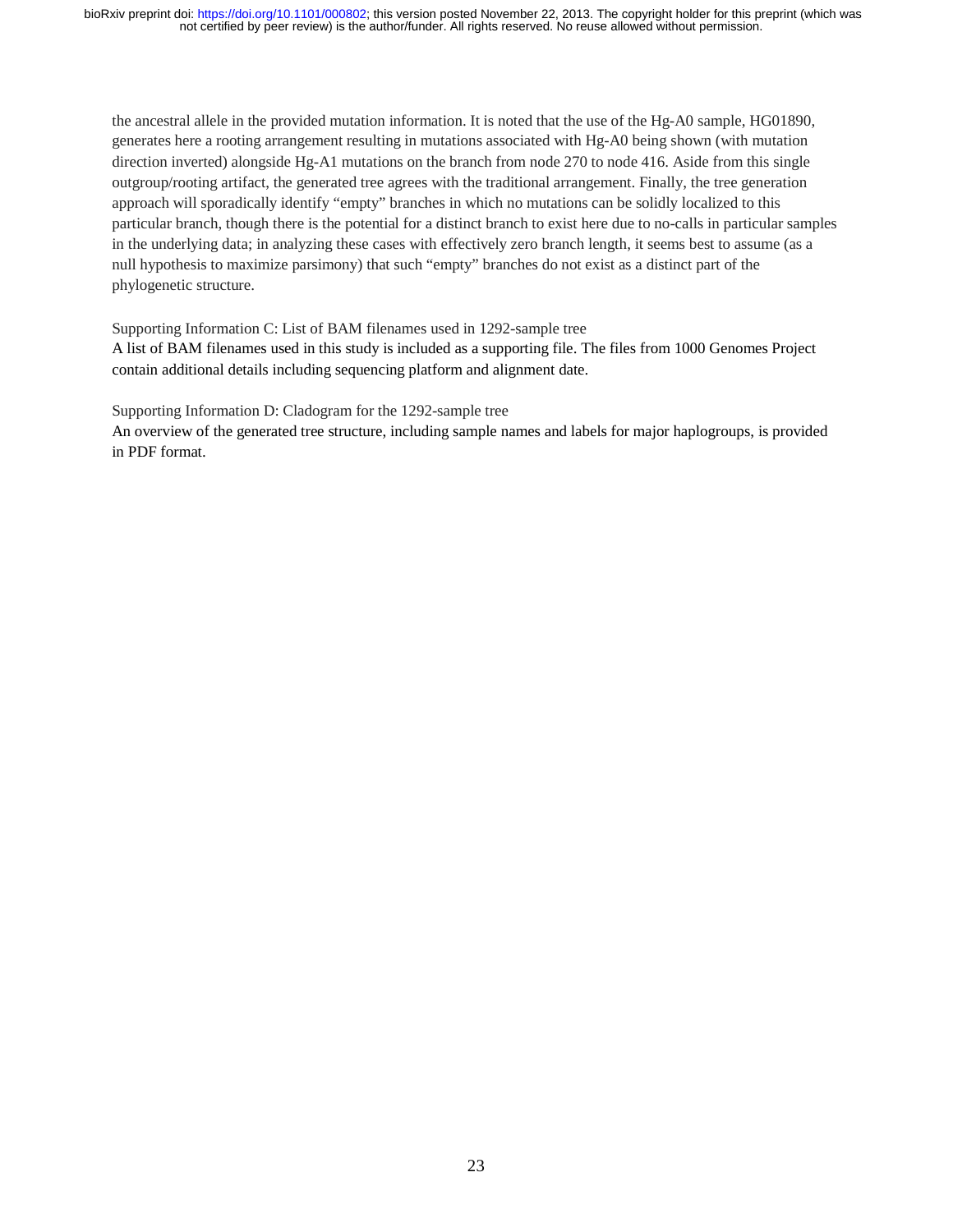the ancestral allele in the provided mutation information. It is noted that the use of the Hg-A0 sample, HG01890, generates here a rooting arrangement resulting in mutations associated with Hg-A0 being shown (with mutation direction inverted) alongside Hg-A1 mutations on the branch from node 270 to node 416. Aside from this single outgroup/rooting artifact, the generated tree agrees with the traditional arrangement. Finally, the tree generation approach will sporadically identify "empty" branches in which no mutations can be solidly localized to this particular branch, though there is the potential for a distinct branch to exist here due to no-calls in particular samples in the underlying data; in analyzing these cases with effectively zero branch length, it seems best to assume (as a null hypothesis to maximize parsimony) that such "empty" branches do not exist as a distinct part of the phylogenetic structure.

Supporting Information C: List of BAM filenames used in 1292-sample tree

A list of BAM filenames used in this study is included as a supporting file. The files from 1000 Genomes Project contain additional details including sequencing platform and alignment date.

Supporting Information D: Cladogram for the 1292-sample tree

An overview of the generated tree structure, including sample names and labels for major haplogroups, is provided in PDF format.